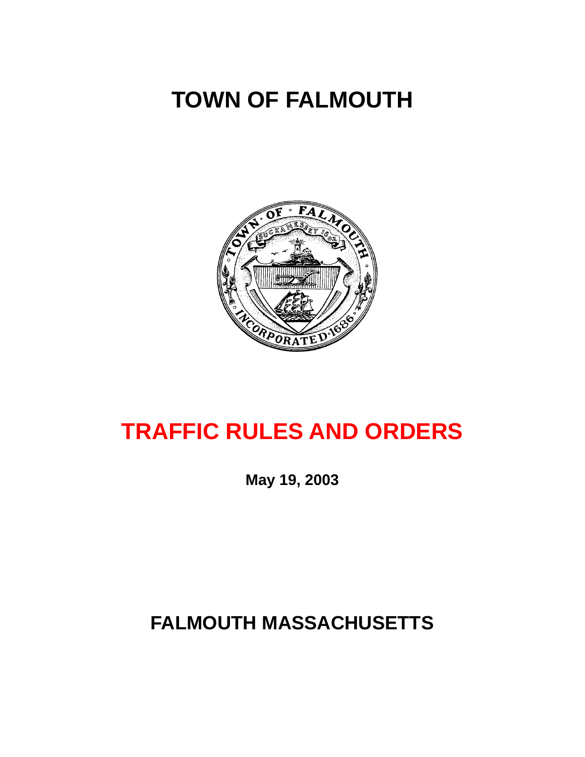# TOWN OF FALMOUTH

# TRAFFIC RULES AND ORDERS

**May 19, 2003**

## FALMOUTH MASSACHUSETTS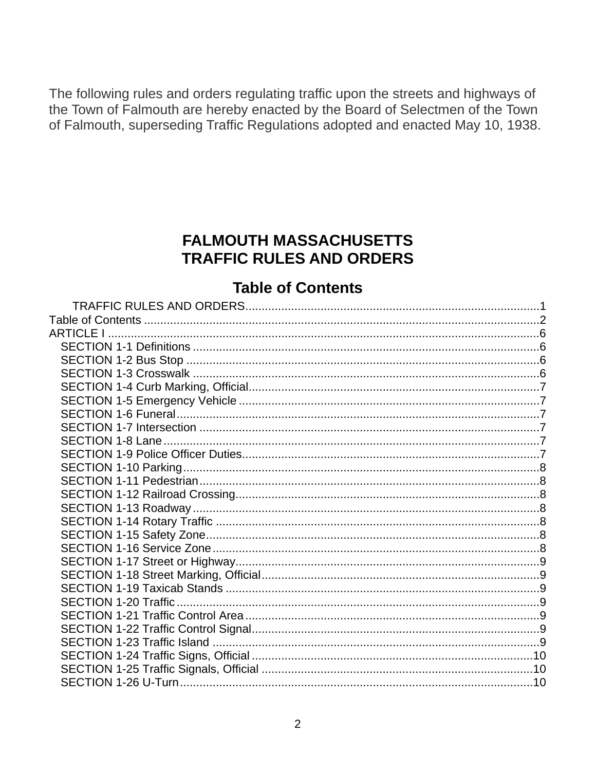The following rules and orders regulating traffic upon the streets and highways of the Town of Falmouth are hereby enacted by the Board of Selectmen of the Town of Falmouth, superseding Traffic Regulations adopted and enacted May 10, 1938.

# FALMOUTH MASSACHUSETTS
# TRAFFIC RULES AND ORDERS

## Table of Contents

- TRAFFIC RULES AND ORDERS....................1
- Table of Contents....................2
- ARTICLE I....................6
  - SECTION 1-1 Definitions....................6
  - SECTION 1-2 Bus Stop....................6
  - SECTION 1-3 Crosswalk....................6
  - SECTION 1-4 Curb Marking, Official....................7
  - SECTION 1-5 Emergency Vehicle....................7
  - SECTION 1-6 Funeral....................7
  - SECTION 1-7 Intersection....................7
  - SECTION 1-8 Lane....................7
  - SECTION 1-9 Police Officer Duties....................7
  - SECTION 1-10 Parking....................8
  - SECTION 1-11 Pedestrian....................8
  - SECTION 1-12 Railroad Crossing....................8
  - SECTION 1-13 Roadway....................8
  - SECTION 1-14 Rotary Traffic....................8
  - SECTION 1-15 Safety Zone....................8
  - SECTION 1-16 Service Zone....................8
  - SECTION 1-17 Street or Highway....................9
  - SECTION 1-18 Street Marking, Official....................9
  - SECTION 1-19 Taxicab Stands....................9
  - SECTION 1-20 Traffic....................9
  - SECTION 1-21 Traffic Control Area....................9
  - SECTION 1-22 Traffic Control Signal....................9
  - SECTION 1-23 Traffic Island....................9
  - SECTION 1-24 Traffic Signs, Official....................10
  - SECTION 1-25 Traffic Signals, Official....................10
  - SECTION 1-26 U-Turn....................10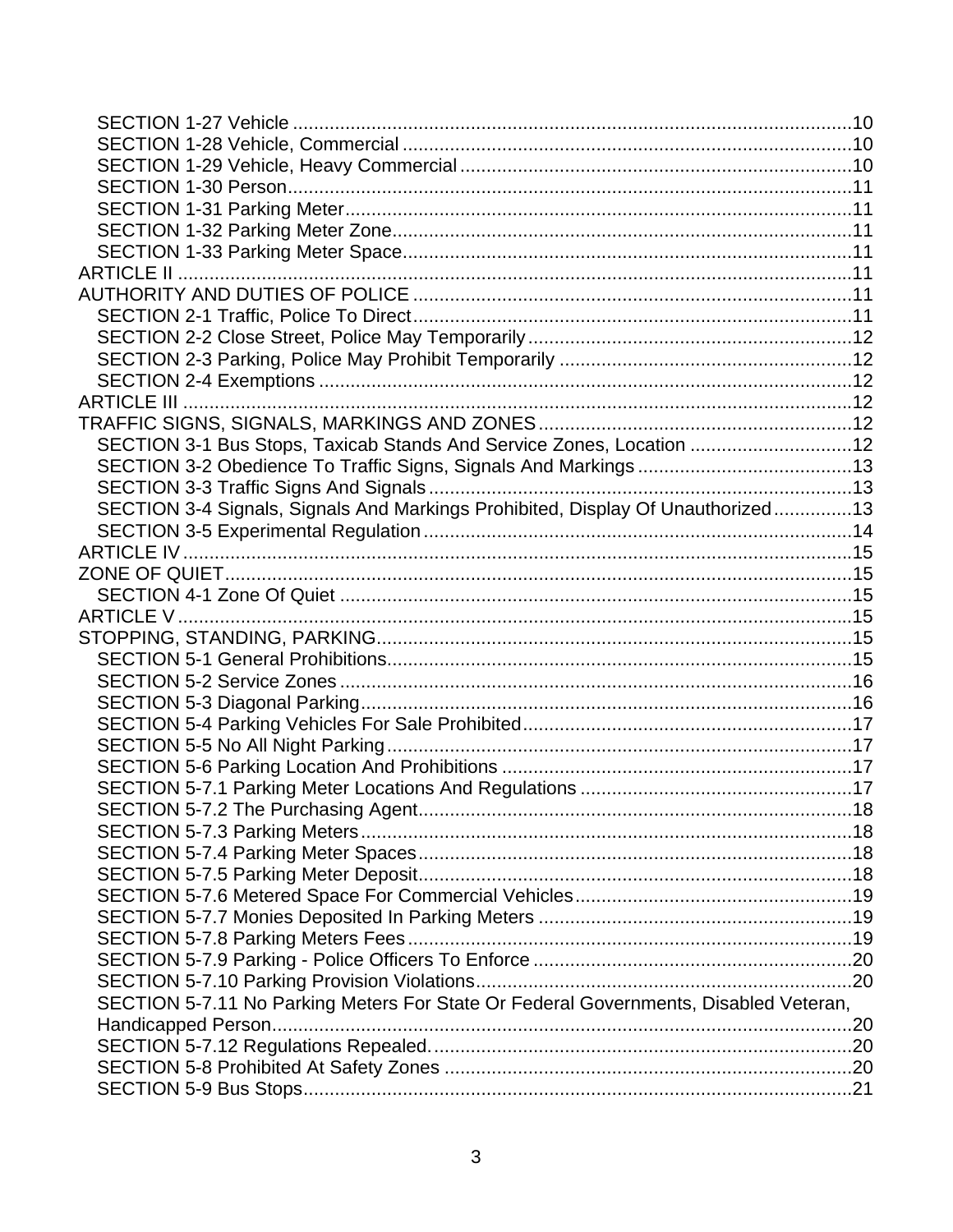SECTION 1-27 Vehicle ....................................................................................................10
SECTION 1-28 Vehicle, Commercial ..............................................................................10
SECTION 1-29 Vehicle, Heavy Commercial ...................................................................10
SECTION 1-30 Person....................................................................................................11
SECTION 1-31 Parking Meter.........................................................................................11
SECTION 1-32 Parking Meter Zone................................................................................11
SECTION 1-33 Parking Meter Space..............................................................................11
ARTICLE II ..........................................................................................................................11
AUTHORITY AND DUTIES OF POLICE ............................................................................11
SECTION 2-1 Traffic, Police To Direct............................................................................11
SECTION 2-2 Close Street, Police May Temporarily......................................................12
SECTION 2-3 Parking, Police May Prohibit Temporarily ................................................12
SECTION 2-4 Exemptions ..............................................................................................12
ARTICLE III .........................................................................................................................12
TRAFFIC SIGNS, SIGNALS, MARKINGS AND ZONES ....................................................12
SECTION 3-1 Bus Stops, Taxicab Stands And Service Zones, Location .......................12
SECTION 3-2 Obedience To Traffic Signs, Signals And Markings .................................13
SECTION 3-3 Traffic Signs And Signals .........................................................................13
SECTION 3-4 Signals, Signals And Markings Prohibited, Display Of Unauthorized...............13
SECTION 3-5 Experimental Regulation ..........................................................................14
ARTICLE IV .........................................................................................................................15
ZONE OF QUIET.................................................................................................................15
SECTION 4-1 Zone Of Quiet ..........................................................................................15
ARTICLE V ..........................................................................................................................15
STOPPING, STANDING, PARKING....................................................................................15
SECTION 5-1 General Prohibitions.................................................................................15
SECTION 5-2 Service Zones ..........................................................................................16
SECTION 5-3 Diagonal Parking......................................................................................16
SECTION 5-4 Parking Vehicles For Sale Prohibited.......................................................17
SECTION 5-5 No All Night Parking.................................................................................17
SECTION 5-6 Parking Location And Prohibitions ...........................................................17
SECTION 5-7.1 Parking Meter Locations And Regulations ............................................17
SECTION 5-7.2 The Purchasing Agent...........................................................................18
SECTION 5-7.3 Parking Meters......................................................................................18
SECTION 5-7.4 Parking Meter Spaces...........................................................................18
SECTION 5-7.5 Parking Meter Deposit...........................................................................18
SECTION 5-7.6 Metered Space For Commercial Vehicles.............................................19
SECTION 5-7.7 Monies Deposited In Parking Meters ....................................................19
SECTION 5-7.8 Parking Meters Fees.............................................................................19
SECTION 5-7.9 Parking - Police Officers To Enforce .....................................................20
SECTION 5-7.10 Parking Provision Violations................................................................20
SECTION 5-7.11 No Parking Meters For State Or Federal Governments, Disabled Veteran, Handicapped Person.......................................................................................................20
SECTION 5-7.12 Regulations Repealed.........................................................................20
SECTION 5-8 Prohibited At Safety Zones ......................................................................20
SECTION 5-9 Bus Stops.................................................................................................21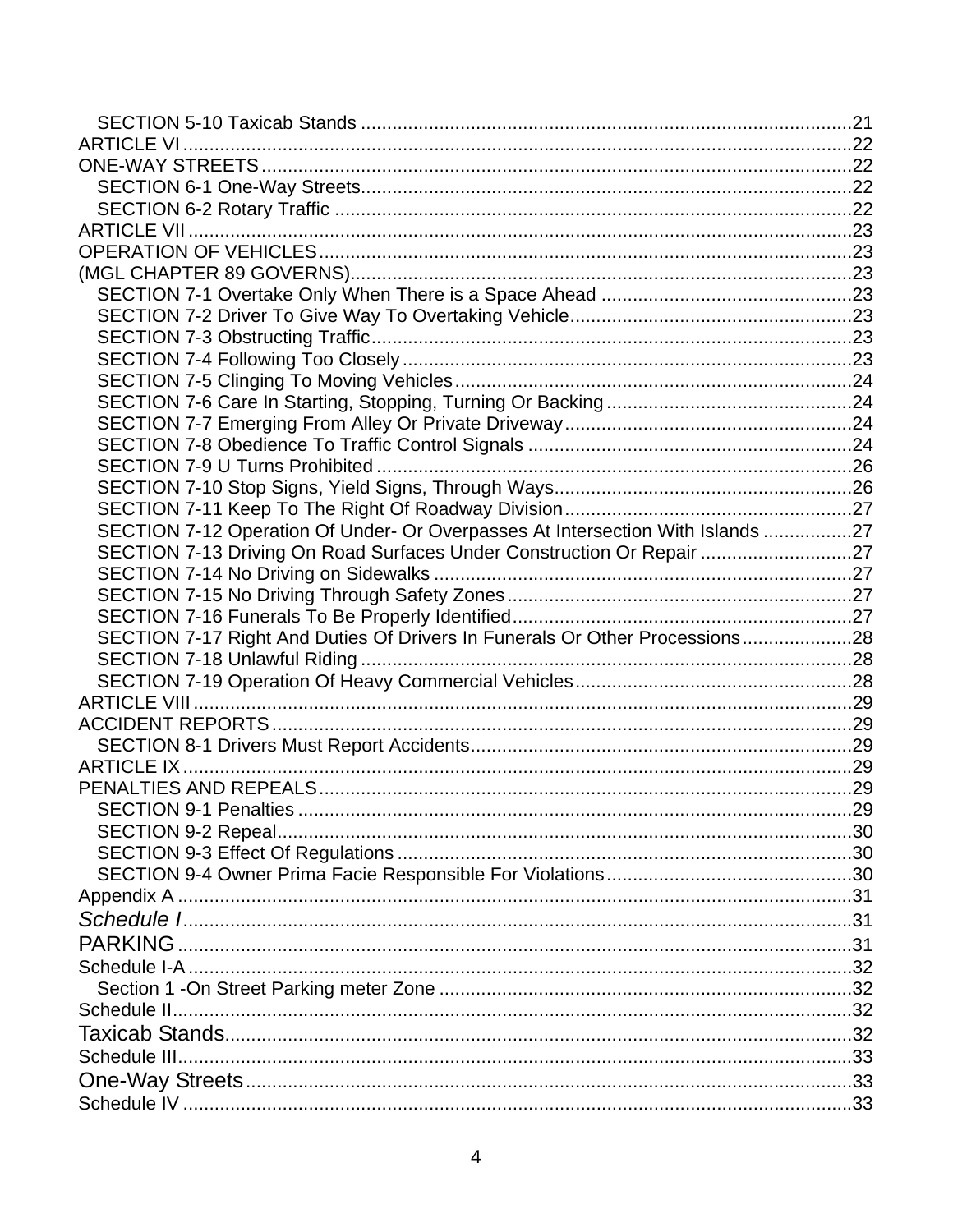SECTION 5-10 Taxicab Stands ....................................................................................................21
ARTICLE VI .........................................................................................................................22
ONE-WAY STREETS ...........................................................................................................22
SECTION 6-1 One-Way Streets...............................................................................................22
SECTION 6-2 Rotary Traffic .....................................................................................................22
ARTICLE VII .........................................................................................................................23
OPERATION OF VEHICLES .................................................................................................23
(MGL CHAPTER 89 GOVERNS)..............................................................................................23
SECTION 7-1 Overtake Only When There is a Space Ahead ...............................................23
SECTION 7-2 Driver To Give Way To Overtaking Vehicle.....................................................23
SECTION 7-3 Obstructing Traffic.............................................................................................23
SECTION 7-4 Following Too Closely .......................................................................................23
SECTION 7-5 Clinging To Moving Vehicles............................................................................24
SECTION 7-6 Care In Starting, Stopping, Turning Or Backing ..............................................24
SECTION 7-7 Emerging From Alley Or Private Driveway.......................................................24
SECTION 7-8 Obedience To Traffic Control Signals ..............................................................24
SECTION 7-9 U Turns Prohibited ............................................................................................26
SECTION 7-10 Stop Signs, Yield Signs, Through Ways.........................................................26
SECTION 7-11 Keep To The Right Of Roadway Division........................................................27
SECTION 7-12 Operation Of Under- Or Overpasses At Intersection With Islands .................27
SECTION 7-13 Driving On Road Surfaces Under Construction Or Repair .............................27
SECTION 7-14 No Driving on Sidewalks .................................................................................27
SECTION 7-15 No Driving Through Safety Zones...................................................................27
SECTION 7-16 Funerals To Be Properly Identified..................................................................27
SECTION 7-17 Right And Duties Of Drivers In Funerals Or Other Processions.....................28
SECTION 7-18 Unlawful Riding ...............................................................................................28
SECTION 7-19 Operation Of Heavy Commercial Vehicles.....................................................28
ARTICLE VIII ........................................................................................................................29
ACCIDENT REPORTS ..........................................................................................................29
SECTION 8-1 Drivers Must Report Accidents.........................................................................29
ARTICLE IX ..........................................................................................................................29
PENALTIES AND REPEALS.................................................................................................29
SECTION 9-1 Penalties ...........................................................................................................29
SECTION 9-2 Repeal...............................................................................................................30
SECTION 9-3 Effect Of Regulations ........................................................................................30
SECTION 9-4 Owner Prima Facie Responsible For Violations...............................................30
Appendix A ............................................................................................................................31
*Schedule I*............................................................................................................................31
PARKING ..............................................................................................................................31
Schedule I-A ..........................................................................................................................32
Section 1 -On Street Parking meter Zone ..............................................................................32
Schedule II.............................................................................................................................32
Taxicab Stands.......................................................................................................................32
Schedule III............................................................................................................................33
One-Way Streets....................................................................................................................33
Schedule IV ...........................................................................................................................33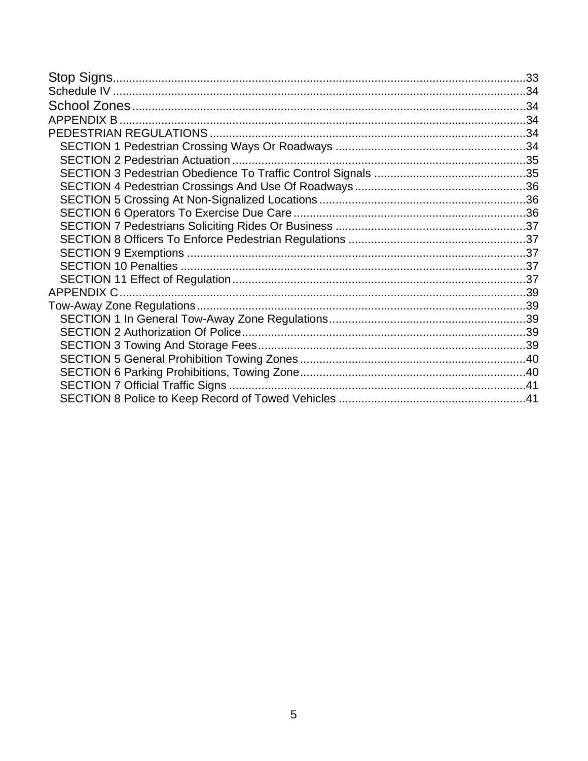Stop Signs................................................................................................................33
Schedule IV ................................................................................................................34
School Zones..............................................................................................................34
APPENDIX B ................................................................................................................34
PEDESTRIAN REGULATIONS ....................................................................................34
SECTION 1 Pedestrian Crossing Ways Or Roadways ..............................................34
SECTION 2 Pedestrian Actuation ..............................................................................35
SECTION 3 Pedestrian Obedience To Traffic Control Signals ..................................35
SECTION 4 Pedestrian Crossings And Use Of Roadways ........................................36
SECTION 5 Crossing At Non-Signalized Locations ...................................................36
SECTION 6 Operators To Exercise Due Care ...........................................................36
SECTION 7 Pedestrians Soliciting Rides Or Business ..............................................37
SECTION 8 Officers To Enforce Pedestrian Regulations ..........................................37
SECTION 9 Exemptions ............................................................................................37
SECTION 10 Penalties ..............................................................................................37
SECTION 11 Effect of Regulation..............................................................................37
APPENDIX C................................................................................................................39
Tow-Away Zone Regulations........................................................................................39
SECTION 1 In General Tow-Away Zone Regulations................................................39
SECTION 2 Authorization Of Police...........................................................................39
SECTION 3 Towing And Storage Fees......................................................................39
SECTION 5 General Prohibition Towing Zones .........................................................40
SECTION 6 Parking Prohibitions, Towing Zone.........................................................40
SECTION 7 Official Traffic Signs ...............................................................................41
SECTION 8 Police to Keep Record of Towed Vehicles .............................................41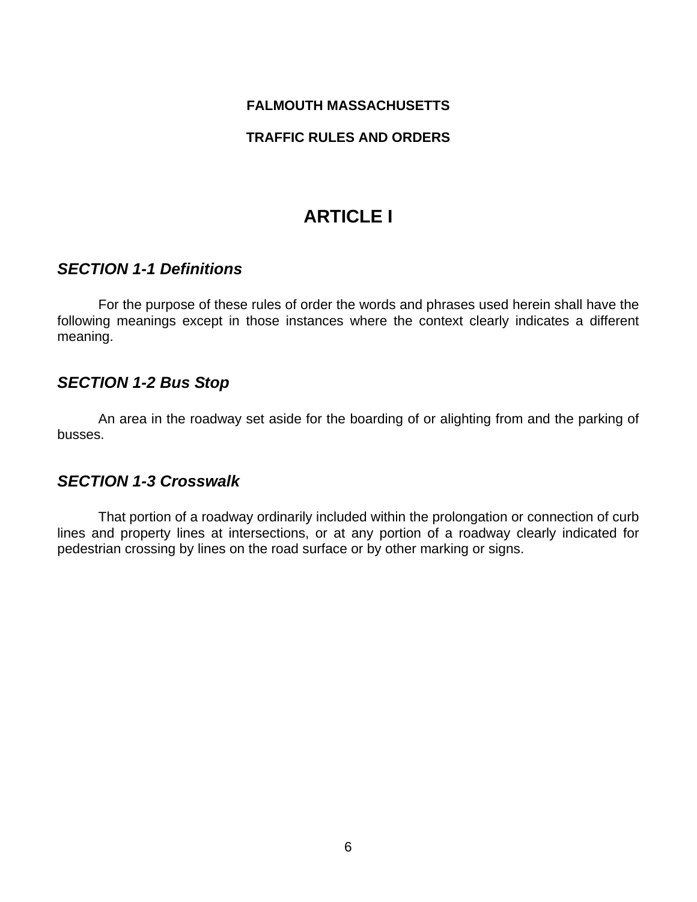**FALMOUTH MASSACHUSETTS**

**TRAFFIC RULES AND ORDERS**

# ARTICLE I

## *SECTION 1-1 Definitions*

For the purpose of these rules of order the words and phrases used herein shall have the following meanings except in those instances where the context clearly indicates a different meaning.

## *SECTION 1-2 Bus Stop*

An area in the roadway set aside for the boarding of or alighting from and the parking of busses.

## *SECTION 1-3 Crosswalk*

That portion of a roadway ordinarily included within the prolongation or connection of curb lines and property lines at intersections, or at any portion of a roadway clearly indicated for pedestrian crossing by lines on the road surface or by other marking or signs.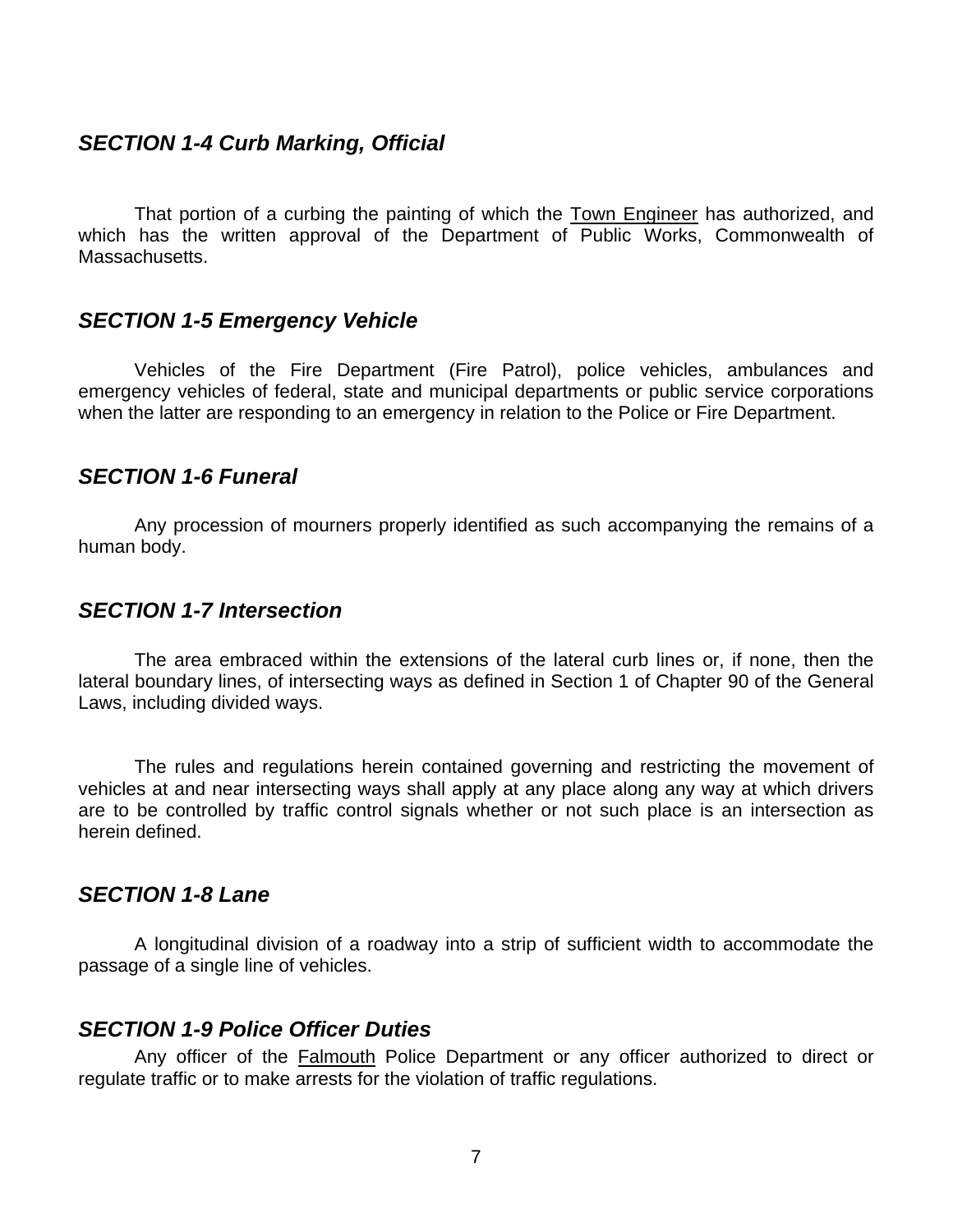### *SECTION 1-4 Curb Marking, Official*

That portion of a curbing the painting of which the Town Engineer has authorized, and which has the written approval of the Department of Public Works, Commonwealth of Massachusetts.

### *SECTION 1-5 Emergency Vehicle*

Vehicles of the Fire Department (Fire Patrol), police vehicles, ambulances and emergency vehicles of federal, state and municipal departments or public service corporations when the latter are responding to an emergency in relation to the Police or Fire Department.

### *SECTION 1-6 Funeral*

Any procession of mourners properly identified as such accompanying the remains of a human body.

### *SECTION 1-7 Intersection*

The area embraced within the extensions of the lateral curb lines or, if none, then the lateral boundary lines, of intersecting ways as defined in Section 1 of Chapter 90 of the General Laws, including divided ways.

The rules and regulations herein contained governing and restricting the movement of vehicles at and near intersecting ways shall apply at any place along any way at which drivers are to be controlled by traffic control signals whether or not such place is an intersection as herein defined.

### *SECTION 1-8 Lane*

A longitudinal division of a roadway into a strip of sufficient width to accommodate the passage of a single line of vehicles.

### *SECTION 1-9 Police Officer Duties*

Any officer of the Falmouth Police Department or any officer authorized to direct or regulate traffic or to make arrests for the violation of traffic regulations.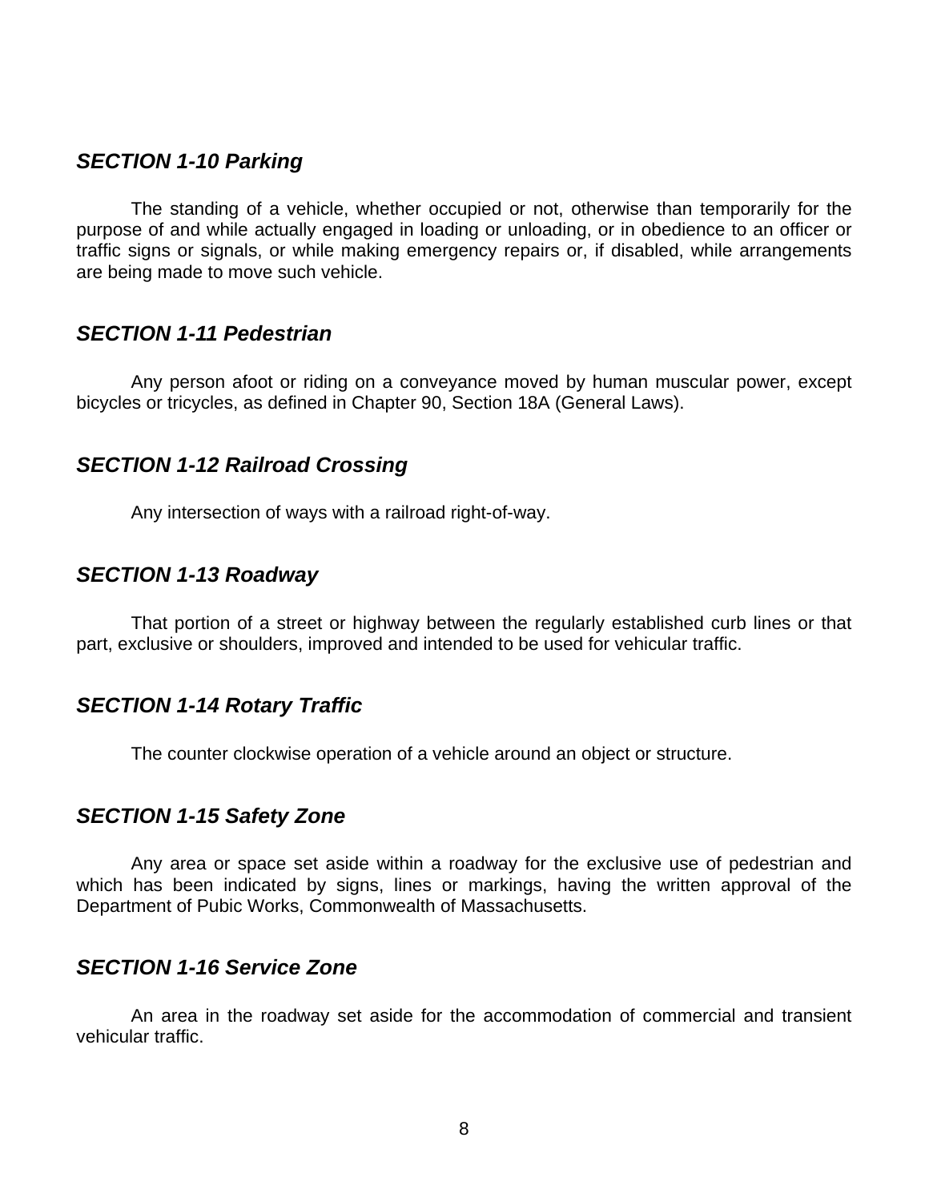### *SECTION 1-10 Parking*

The standing of a vehicle, whether occupied or not, otherwise than temporarily for the purpose of and while actually engaged in loading or unloading, or in obedience to an officer or traffic signs or signals, or while making emergency repairs or, if disabled, while arrangements are being made to move such vehicle.

### *SECTION 1-11 Pedestrian*

Any person afoot or riding on a conveyance moved by human muscular power, except bicycles or tricycles, as defined in Chapter 90, Section 18A (General Laws).

### *SECTION 1-12 Railroad Crossing*

Any intersection of ways with a railroad right-of-way.

### *SECTION 1-13 Roadway*

That portion of a street or highway between the regularly established curb lines or that part, exclusive or shoulders, improved and intended to be used for vehicular traffic.

### *SECTION 1-14 Rotary Traffic*

The counter clockwise operation of a vehicle around an object or structure.

### *SECTION 1-15 Safety Zone*

Any area or space set aside within a roadway for the exclusive use of pedestrian and which has been indicated by signs, lines or markings, having the written approval of the Department of Pubic Works, Commonwealth of Massachusetts.

### *SECTION 1-16 Service Zone*

An area in the roadway set aside for the accommodation of commercial and transient vehicular traffic.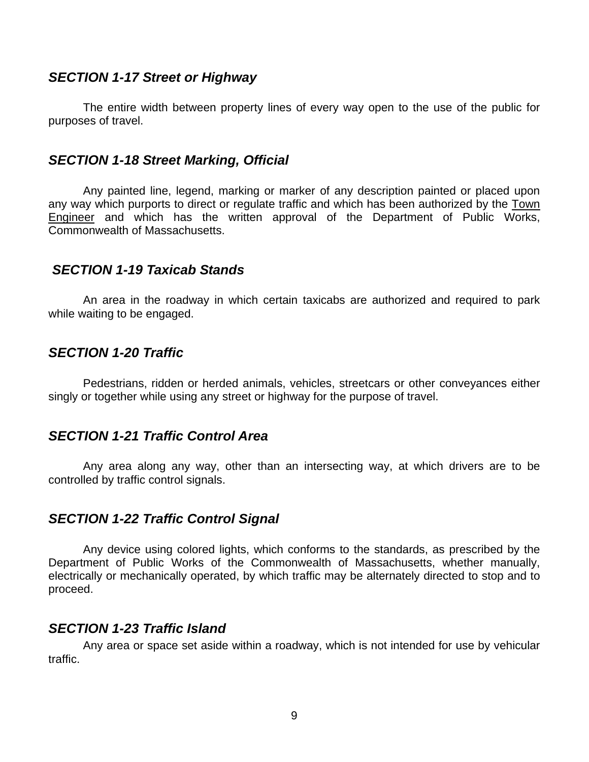### *SECTION 1-17 Street or Highway*

The entire width between property lines of every way open to the use of the public for purposes of travel.

### *SECTION 1-18 Street Marking, Official*

Any painted line, legend, marking or marker of any description painted or placed upon any way which purports to direct or regulate traffic and which has been authorized by the Town Engineer and which has the written approval of the Department of Public Works, Commonwealth of Massachusetts.

### *SECTION 1-19 Taxicab Stands*

An area in the roadway in which certain taxicabs are authorized and required to park while waiting to be engaged.

### *SECTION 1-20 Traffic*

Pedestrians, ridden or herded animals, vehicles, streetcars or other conveyances either singly or together while using any street or highway for the purpose of travel.

### *SECTION 1-21 Traffic Control Area*

Any area along any way, other than an intersecting way, at which drivers are to be controlled by traffic control signals.

### *SECTION 1-22 Traffic Control Signal*

Any device using colored lights, which conforms to the standards, as prescribed by the Department of Public Works of the Commonwealth of Massachusetts, whether manually, electrically or mechanically operated, by which traffic may be alternately directed to stop and to proceed.

### *SECTION 1-23 Traffic Island*

Any area or space set aside within a roadway, which is not intended for use by vehicular traffic.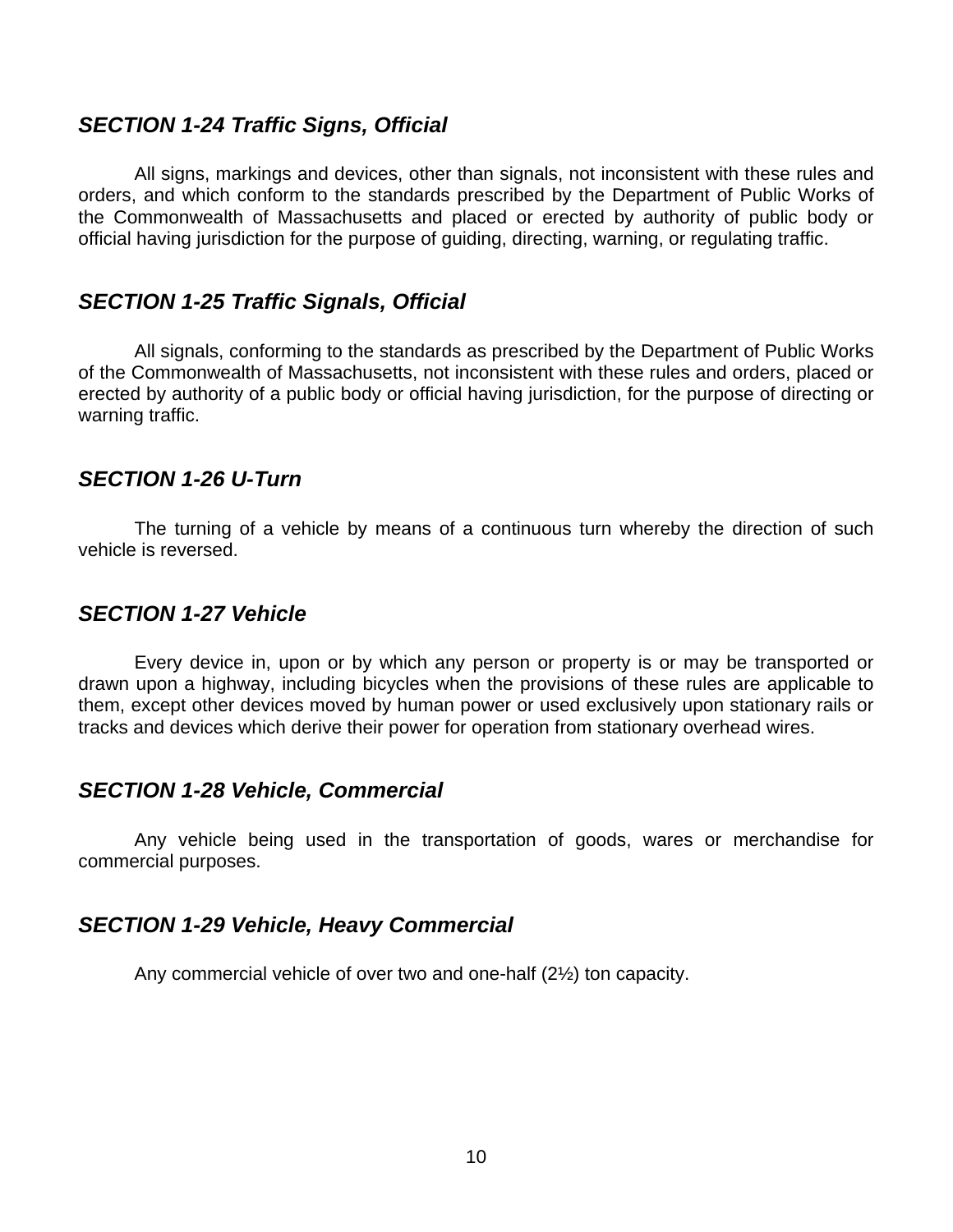### *SECTION 1-24 Traffic Signs, Official*

All signs, markings and devices, other than signals, not inconsistent with these rules and orders, and which conform to the standards prescribed by the Department of Public Works of the Commonwealth of Massachusetts and placed or erected by authority of public body or official having jurisdiction for the purpose of guiding, directing, warning, or regulating traffic.

### *SECTION 1-25 Traffic Signals, Official*

All signals, conforming to the standards as prescribed by the Department of Public Works of the Commonwealth of Massachusetts, not inconsistent with these rules and orders, placed or erected by authority of a public body or official having jurisdiction, for the purpose of directing or warning traffic.

### *SECTION 1-26 U-Turn*

The turning of a vehicle by means of a continuous turn whereby the direction of such vehicle is reversed.

### *SECTION 1-27 Vehicle*

Every device in, upon or by which any person or property is or may be transported or drawn upon a highway, including bicycles when the provisions of these rules are applicable to them, except other devices moved by human power or used exclusively upon stationary rails or tracks and devices which derive their power for operation from stationary overhead wires.

### *SECTION 1-28 Vehicle, Commercial*

Any vehicle being used in the transportation of goods, wares or merchandise for commercial purposes.

### *SECTION 1-29 Vehicle, Heavy Commercial*

Any commercial vehicle of over two and one-half (2½) ton capacity.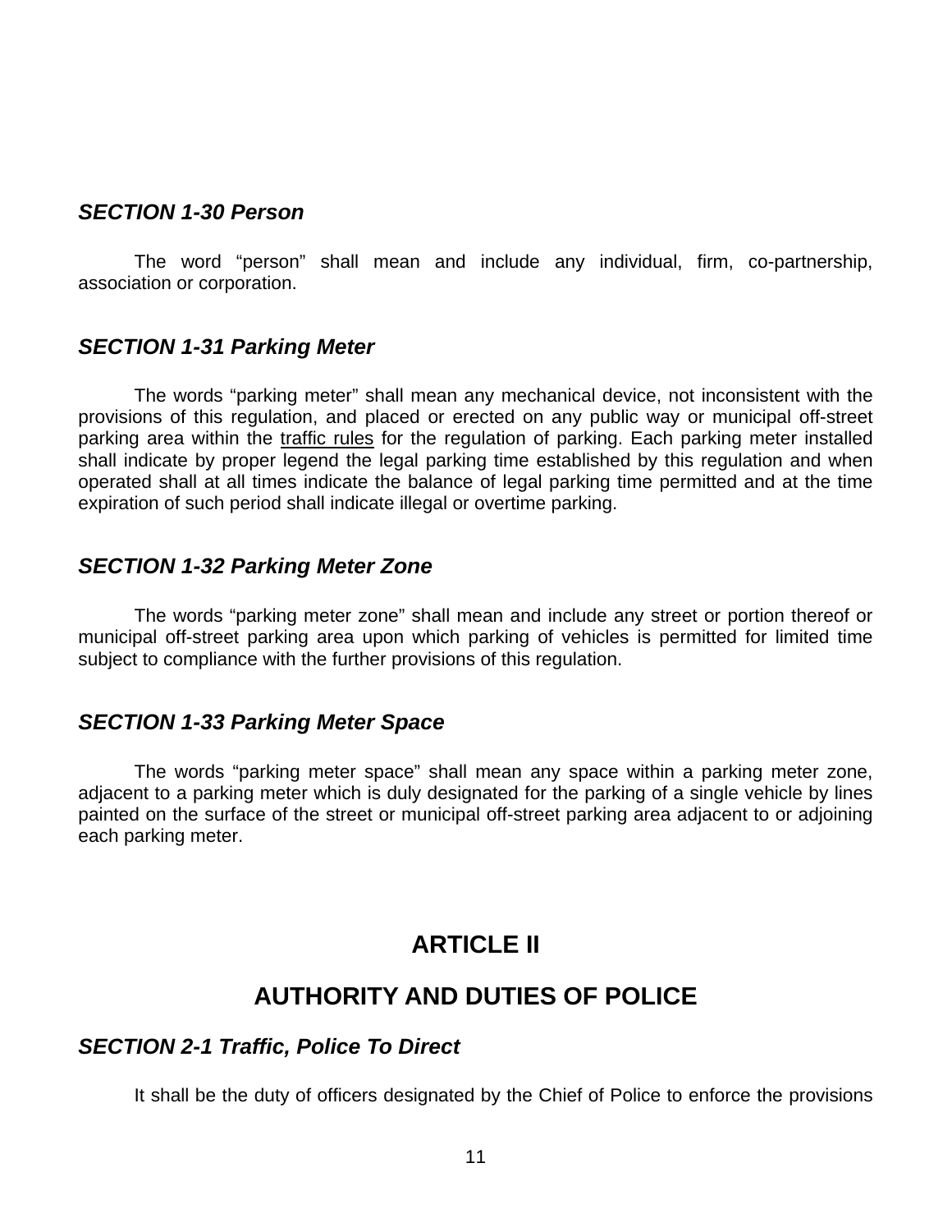### *SECTION 1-30 Person*

The word "person" shall mean and include any individual, firm, co-partnership, association or corporation.

### *SECTION 1-31 Parking Meter*

The words "parking meter" shall mean any mechanical device, not inconsistent with the provisions of this regulation, and placed or erected on any public way or municipal off-street parking area within the traffic rules for the regulation of parking. Each parking meter installed shall indicate by proper legend the legal parking time established by this regulation and when operated shall at all times indicate the balance of legal parking time permitted and at the time expiration of such period shall indicate illegal or overtime parking.

### *SECTION 1-32 Parking Meter Zone*

The words "parking meter zone" shall mean and include any street or portion thereof or municipal off-street parking area upon which parking of vehicles is permitted for limited time subject to compliance with the further provisions of this regulation.

### *SECTION 1-33 Parking Meter Space*

The words "parking meter space" shall mean any space within a parking meter zone, adjacent to a parking meter which is duly designated for the parking of a single vehicle by lines painted on the surface of the street or municipal off-street parking area adjacent to or adjoining each parking meter.

## ARTICLE II

## AUTHORITY AND DUTIES OF POLICE

### *SECTION 2-1 Traffic, Police To Direct*

It shall be the duty of officers designated by the Chief of Police to enforce the provisions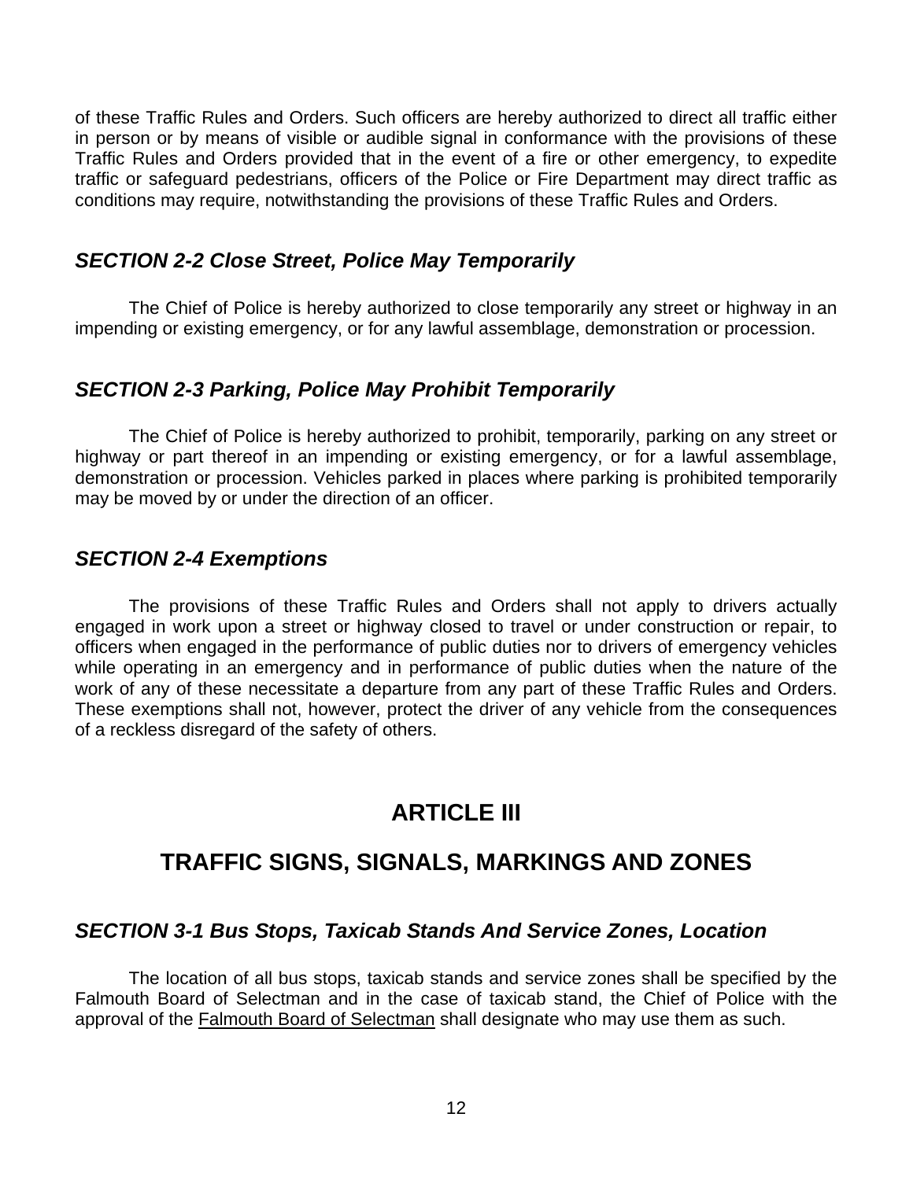of these Traffic Rules and Orders. Such officers are hereby authorized to direct all traffic either in person or by means of visible or audible signal in conformance with the provisions of these Traffic Rules and Orders provided that in the event of a fire or other emergency, to expedite traffic or safeguard pedestrians, officers of the Police or Fire Department may direct traffic as conditions may require, notwithstanding the provisions of these Traffic Rules and Orders.

### *SECTION 2-2 Close Street, Police May Temporarily*

The Chief of Police is hereby authorized to close temporarily any street or highway in an impending or existing emergency, or for any lawful assemblage, demonstration or procession.

### *SECTION 2-3 Parking, Police May Prohibit Temporarily*

The Chief of Police is hereby authorized to prohibit, temporarily, parking on any street or highway or part thereof in an impending or existing emergency, or for a lawful assemblage, demonstration or procession. Vehicles parked in places where parking is prohibited temporarily may be moved by or under the direction of an officer.

### *SECTION 2-4 Exemptions*

The provisions of these Traffic Rules and Orders shall not apply to drivers actually engaged in work upon a street or highway closed to travel or under construction or repair, to officers when engaged in the performance of public duties nor to drivers of emergency vehicles while operating in an emergency and in performance of public duties when the nature of the work of any of these necessitate a departure from any part of these Traffic Rules and Orders. These exemptions shall not, however, protect the driver of any vehicle from the consequences of a reckless disregard of the safety of others.

## ARTICLE III

## TRAFFIC SIGNS, SIGNALS, MARKINGS AND ZONES

### *SECTION 3-1 Bus Stops, Taxicab Stands And Service Zones, Location*

The location of all bus stops, taxicab stands and service zones shall be specified by the Falmouth Board of Selectman and in the case of taxicab stand, the Chief of Police with the approval of the Falmouth Board of Selectman shall designate who may use them as such.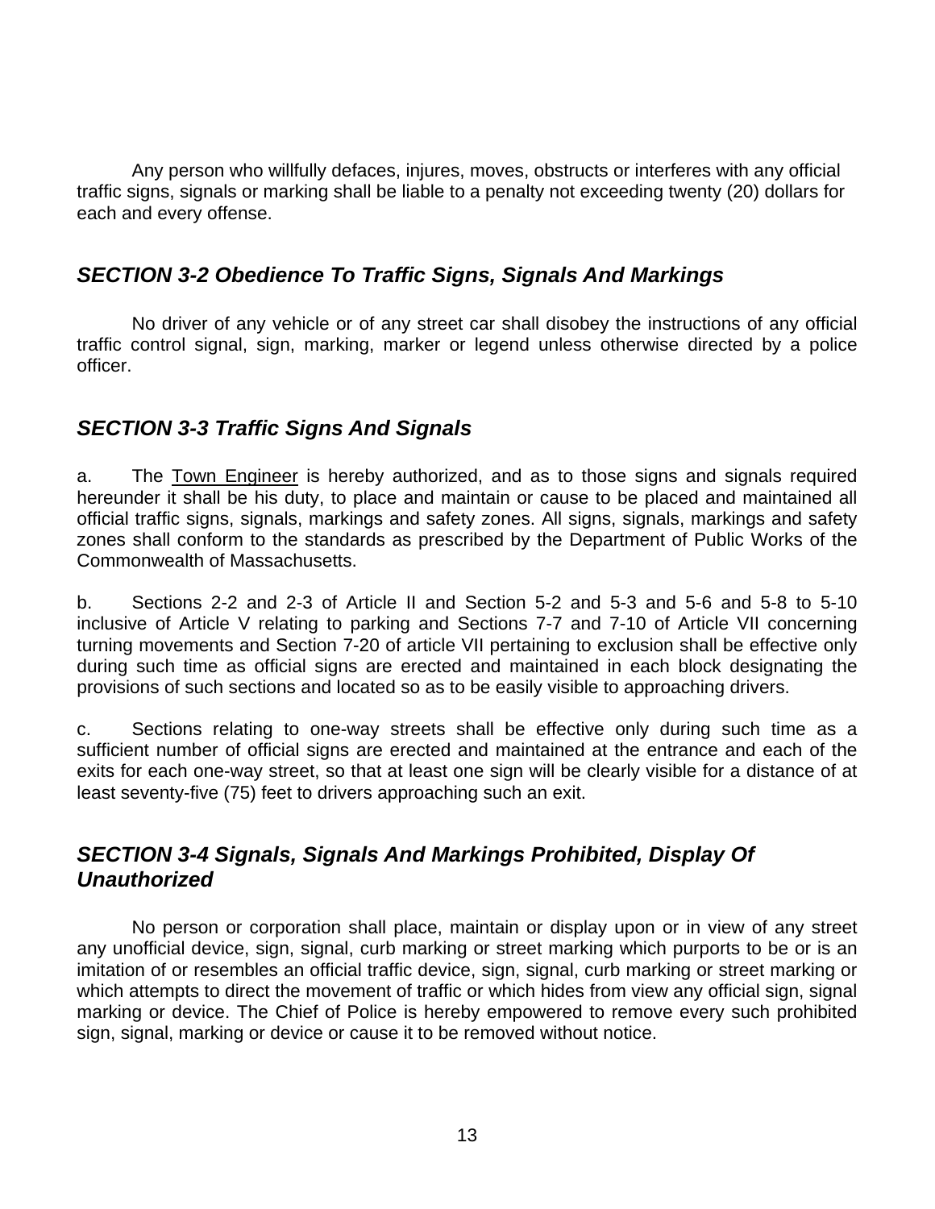Any person who willfully defaces, injures, moves, obstructs or interferes with any official traffic signs, signals or marking shall be liable to a penalty not exceeding twenty (20) dollars for each and every offense.

## *SECTION 3-2 Obedience To Traffic Signs, Signals And Markings*

No driver of any vehicle or of any street car shall disobey the instructions of any official traffic control signal, sign, marking, marker or legend unless otherwise directed by a police officer.

## *SECTION 3-3 Traffic Signs And Signals*

a. The <u>Town Engineer</u> is hereby authorized, and as to those signs and signals required hereunder it shall be his duty, to place and maintain or cause to be placed and maintained all official traffic signs, signals, markings and safety zones. All signs, signals, markings and safety zones shall conform to the standards as prescribed by the Department of Public Works of the Commonwealth of Massachusetts.

b. Sections 2-2 and 2-3 of Article II and Section 5-2 and 5-3 and 5-6 and 5-8 to 5-10 inclusive of Article V relating to parking and Sections 7-7 and 7-10 of Article VII concerning turning movements and Section 7-20 of article VII pertaining to exclusion shall be effective only during such time as official signs are erected and maintained in each block designating the provisions of such sections and located so as to be easily visible to approaching drivers.

c. Sections relating to one-way streets shall be effective only during such time as a sufficient number of official signs are erected and maintained at the entrance and each of the exits for each one-way street, so that at least one sign will be clearly visible for a distance of at least seventy-five (75) feet to drivers approaching such an exit.

## *SECTION 3-4 Signals, Signals And Markings Prohibited, Display Of Unauthorized*

No person or corporation shall place, maintain or display upon or in view of any street any unofficial device, sign, signal, curb marking or street marking which purports to be or is an imitation of or resembles an official traffic device, sign, signal, curb marking or street marking or which attempts to direct the movement of traffic or which hides from view any official sign, signal marking or device. The Chief of Police is hereby empowered to remove every such prohibited sign, signal, marking or device or cause it to be removed without notice.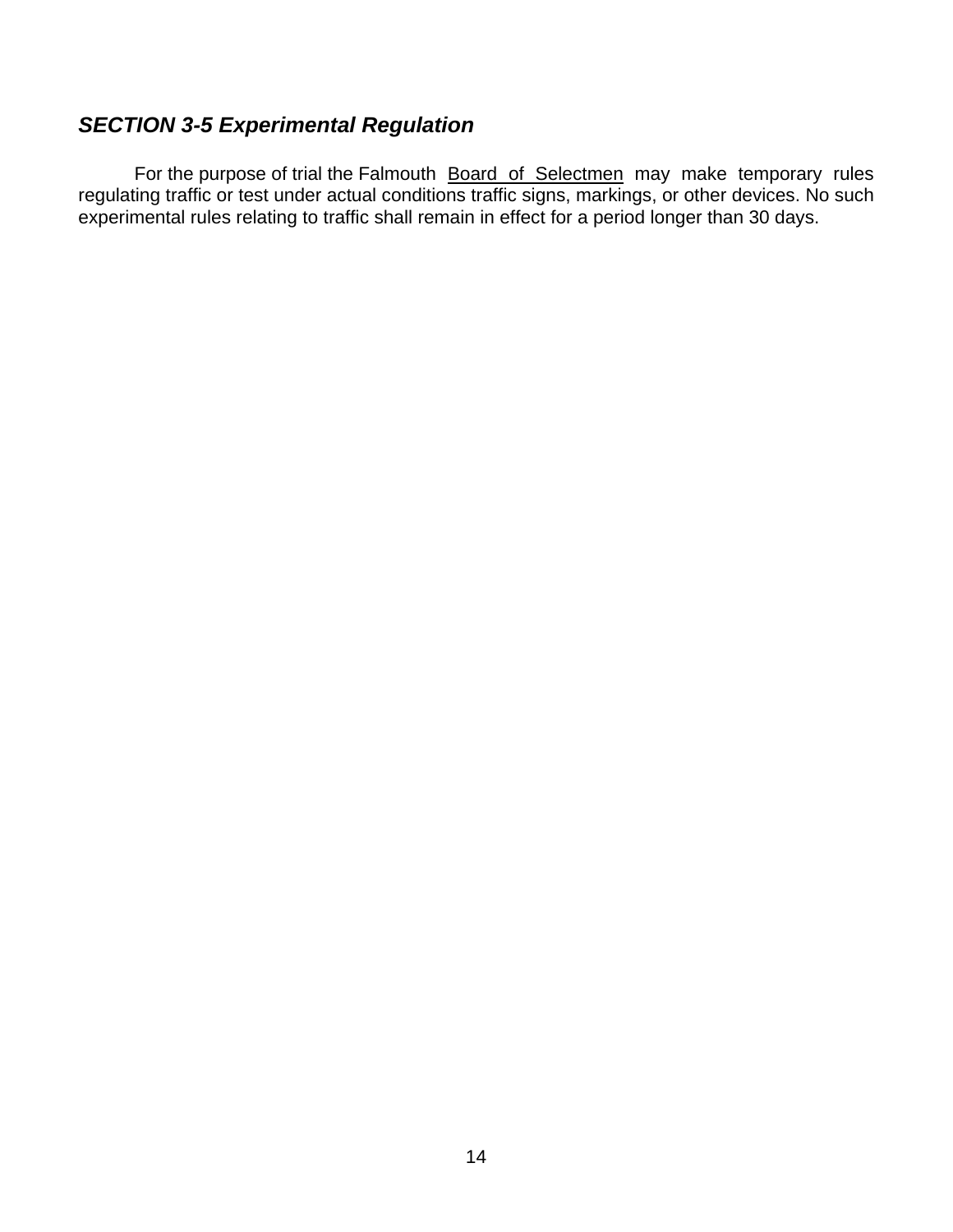### ***SECTION 3-5 Experimental Regulation***

For the purpose of trial the Falmouth Board of Selectmen may make temporary rules regulating traffic or test under actual conditions traffic signs, markings, or other devices. No such experimental rules relating to traffic shall remain in effect for a period longer than 30 days.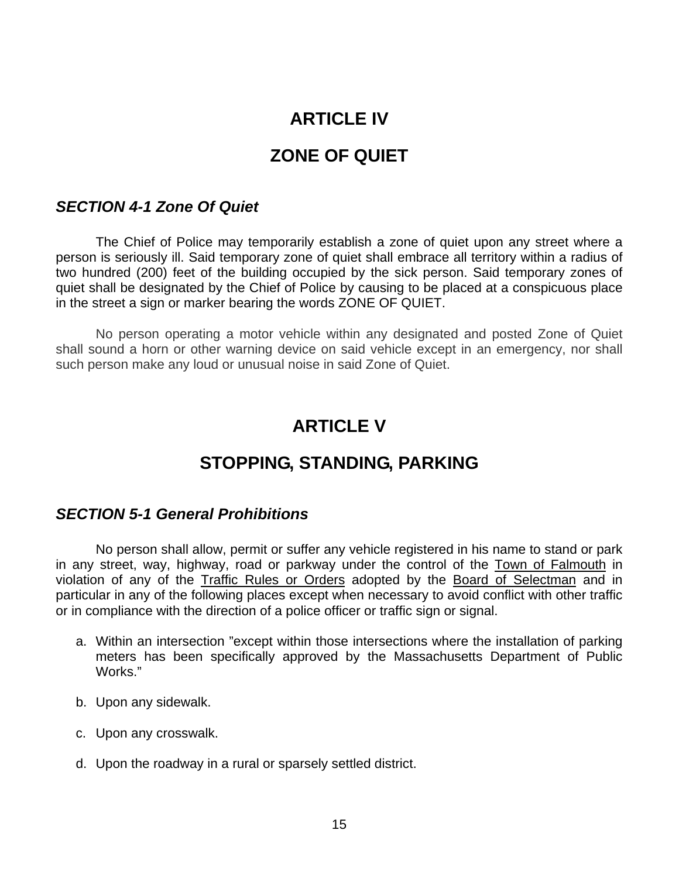# ARTICLE IV

# ZONE OF QUIET

### *SECTION 4-1 Zone Of Quiet*

The Chief of Police may temporarily establish a zone of quiet upon any street where a person is seriously ill. Said temporary zone of quiet shall embrace all territory within a radius of two hundred (200) feet of the building occupied by the sick person. Said temporary zones of quiet shall be designated by the Chief of Police by causing to be placed at a conspicuous place in the street a sign or marker bearing the words ZONE OF QUIET.

No person operating a motor vehicle within any designated and posted Zone of Quiet shall sound a horn or other warning device on said vehicle except in an emergency, nor shall such person make any loud or unusual noise in said Zone of Quiet.

# ARTICLE V

# STOPPING, STANDING, PARKING

### *SECTION 5-1 General Prohibitions*

No person shall allow, permit or suffer any vehicle registered in his name to stand or park in any street, way, highway, road or parkway under the control of the <u>Town of Falmouth</u> in violation of any of the <u>Traffic Rules or Orders</u> adopted by the <u>Board of Selectman</u> and in particular in any of the following places except when necessary to avoid conflict with other traffic or in compliance with the direction of a police officer or traffic sign or signal.

a. Within an intersection "except within those intersections where the installation of parking meters has been specifically approved by the Massachusetts Department of Public Works."

b. Upon any sidewalk.

c. Upon any crosswalk.

d. Upon the roadway in a rural or sparsely settled district.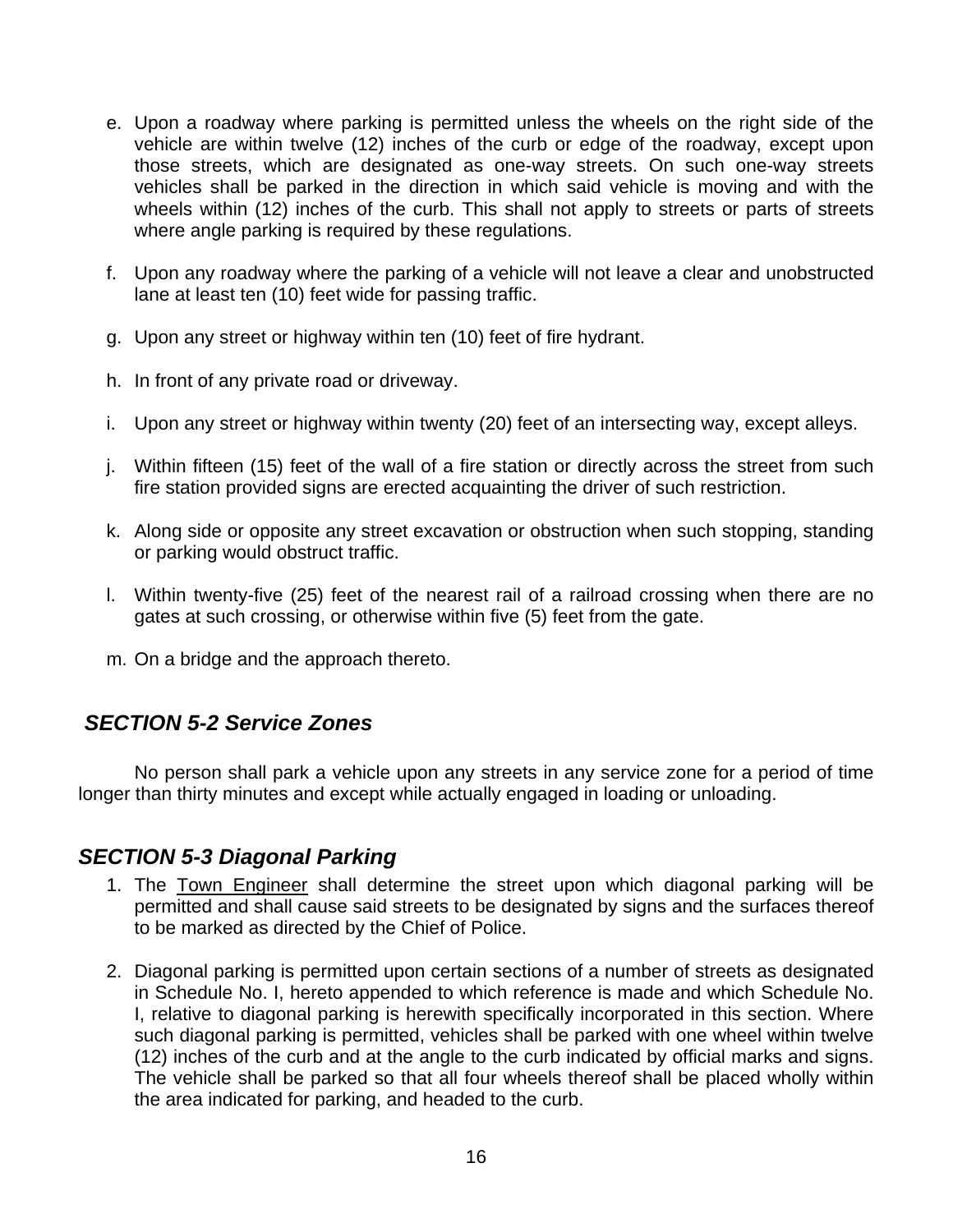e. Upon a roadway where parking is permitted unless the wheels on the right side of the vehicle are within twelve (12) inches of the curb or edge of the roadway, except upon those streets, which are designated as one-way streets. On such one-way streets vehicles shall be parked in the direction in which said vehicle is moving and with the wheels within (12) inches of the curb. This shall not apply to streets or parts of streets where angle parking is required by these regulations.

f. Upon any roadway where the parking of a vehicle will not leave a clear and unobstructed lane at least ten (10) feet wide for passing traffic.

g. Upon any street or highway within ten (10) feet of fire hydrant.

h. In front of any private road or driveway.

i. Upon any street or highway within twenty (20) feet of an intersecting way, except alleys.

j. Within fifteen (15) feet of the wall of a fire station or directly across the street from such fire station provided signs are erected acquainting the driver of such restriction.

k. Along side or opposite any street excavation or obstruction when such stopping, standing or parking would obstruct traffic.

l. Within twenty-five (25) feet of the nearest rail of a railroad crossing when there are no gates at such crossing, or otherwise within five (5) feet from the gate.

m. On a bridge and the approach thereto.

## *SECTION 5-2 Service Zones*

No person shall park a vehicle upon any streets in any service zone for a period of time longer than thirty minutes and except while actually engaged in loading or unloading.

## *SECTION 5-3 Diagonal Parking*

1. The <u>Town Engineer</u> shall determine the street upon which diagonal parking will be permitted and shall cause said streets to be designated by signs and the surfaces thereof to be marked as directed by the Chief of Police.

2. Diagonal parking is permitted upon certain sections of a number of streets as designated in Schedule No. I, hereto appended to which reference is made and which Schedule No. I, relative to diagonal parking is herewith specifically incorporated in this section. Where such diagonal parking is permitted, vehicles shall be parked with one wheel within twelve (12) inches of the curb and at the angle to the curb indicated by official marks and signs. The vehicle shall be parked so that all four wheels thereof shall be placed wholly within the area indicated for parking, and headed to the curb.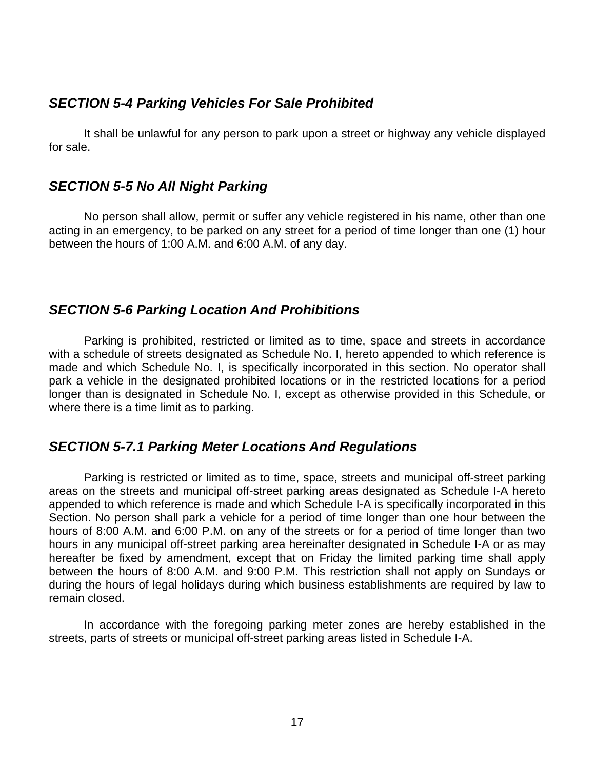### *SECTION 5-4 Parking Vehicles For Sale Prohibited*

It shall be unlawful for any person to park upon a street or highway any vehicle displayed for sale.

### *SECTION 5-5 No All Night Parking*

No person shall allow, permit or suffer any vehicle registered in his name, other than one acting in an emergency, to be parked on any street for a period of time longer than one (1) hour between the hours of 1:00 A.M. and 6:00 A.M. of any day.

### *SECTION 5-6 Parking Location And Prohibitions*

Parking is prohibited, restricted or limited as to time, space and streets in accordance with a schedule of streets designated as Schedule No. I, hereto appended to which reference is made and which Schedule No. I, is specifically incorporated in this section. No operator shall park a vehicle in the designated prohibited locations or in the restricted locations for a period longer than is designated in Schedule No. I, except as otherwise provided in this Schedule, or where there is a time limit as to parking.

### *SECTION 5-7.1 Parking Meter Locations And Regulations*

Parking is restricted or limited as to time, space, streets and municipal off-street parking areas on the streets and municipal off-street parking areas designated as Schedule I-A hereto appended to which reference is made and which Schedule I-A is specifically incorporated in this Section. No person shall park a vehicle for a period of time longer than one hour between the hours of 8:00 A.M. and 6:00 P.M. on any of the streets or for a period of time longer than two hours in any municipal off-street parking area hereinafter designated in Schedule I-A or as may hereafter be fixed by amendment, except that on Friday the limited parking time shall apply between the hours of 8:00 A.M. and 9:00 P.M. This restriction shall not apply on Sundays or during the hours of legal holidays during which business establishments are required by law to remain closed.

In accordance with the foregoing parking meter zones are hereby established in the streets, parts of streets or municipal off-street parking areas listed in Schedule I-A.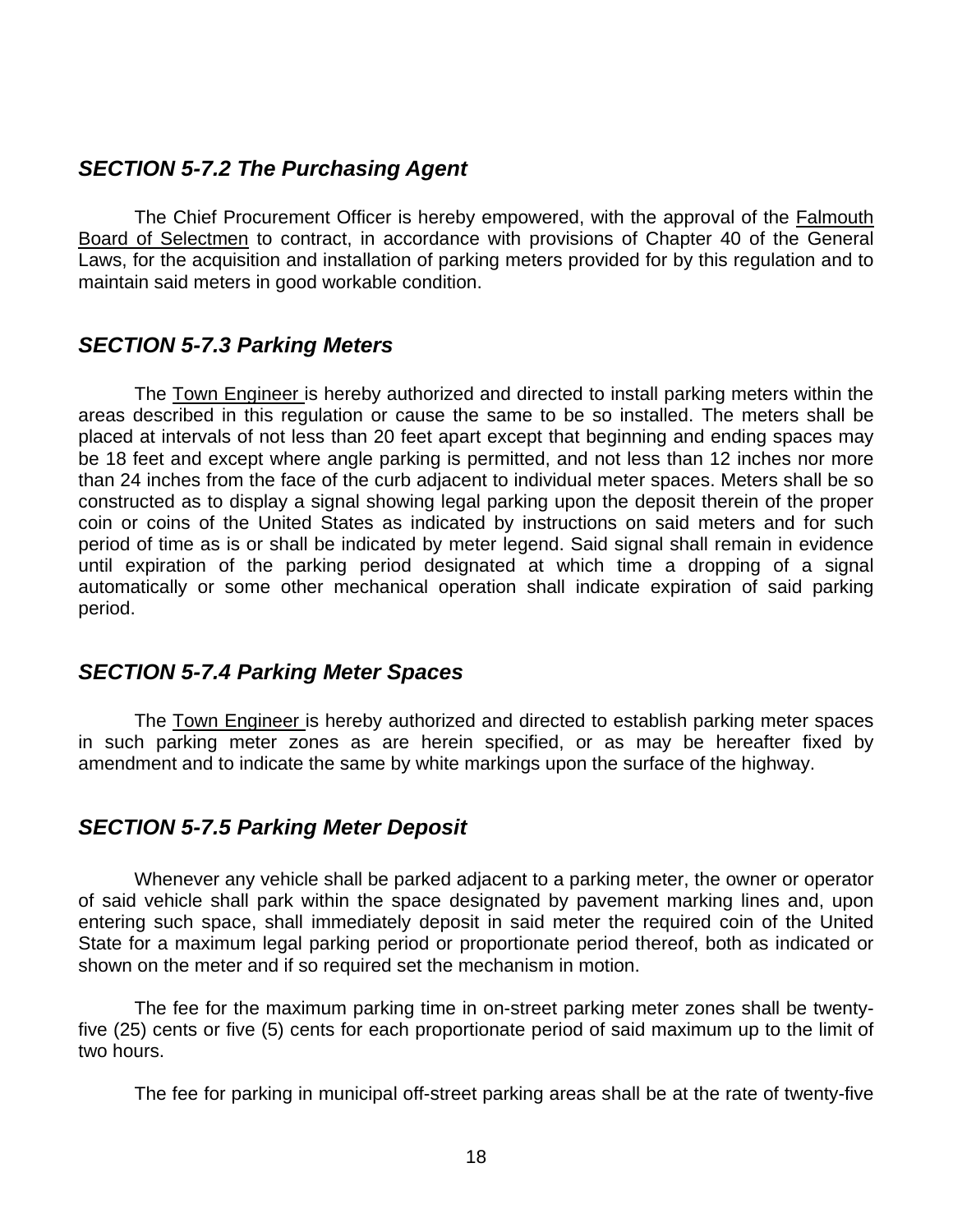### *SECTION 5-7.2 The Purchasing Agent*

The Chief Procurement Officer is hereby empowered, with the approval of the Falmouth Board of Selectmen to contract, in accordance with provisions of Chapter 40 of the General Laws, for the acquisition and installation of parking meters provided for by this regulation and to maintain said meters in good workable condition.

### *SECTION 5-7.3 Parking Meters*

The Town Engineer is hereby authorized and directed to install parking meters within the areas described in this regulation or cause the same to be so installed. The meters shall be placed at intervals of not less than 20 feet apart except that beginning and ending spaces may be 18 feet and except where angle parking is permitted, and not less than 12 inches nor more than 24 inches from the face of the curb adjacent to individual meter spaces. Meters shall be so constructed as to display a signal showing legal parking upon the deposit therein of the proper coin or coins of the United States as indicated by instructions on said meters and for such period of time as is or shall be indicated by meter legend. Said signal shall remain in evidence until expiration of the parking period designated at which time a dropping of a signal automatically or some other mechanical operation shall indicate expiration of said parking period.

### *SECTION 5-7.4 Parking Meter Spaces*

The Town Engineer is hereby authorized and directed to establish parking meter spaces in such parking meter zones as are herein specified, or as may be hereafter fixed by amendment and to indicate the same by white markings upon the surface of the highway.

### *SECTION 5-7.5 Parking Meter Deposit*

Whenever any vehicle shall be parked adjacent to a parking meter, the owner or operator of said vehicle shall park within the space designated by pavement marking lines and, upon entering such space, shall immediately deposit in said meter the required coin of the United State for a maximum legal parking period or proportionate period thereof, both as indicated or shown on the meter and if so required set the mechanism in motion.

The fee for the maximum parking time in on-street parking meter zones shall be twenty-five (25) cents or five (5) cents for each proportionate period of said maximum up to the limit of two hours.

The fee for parking in municipal off-street parking areas shall be at the rate of twenty-five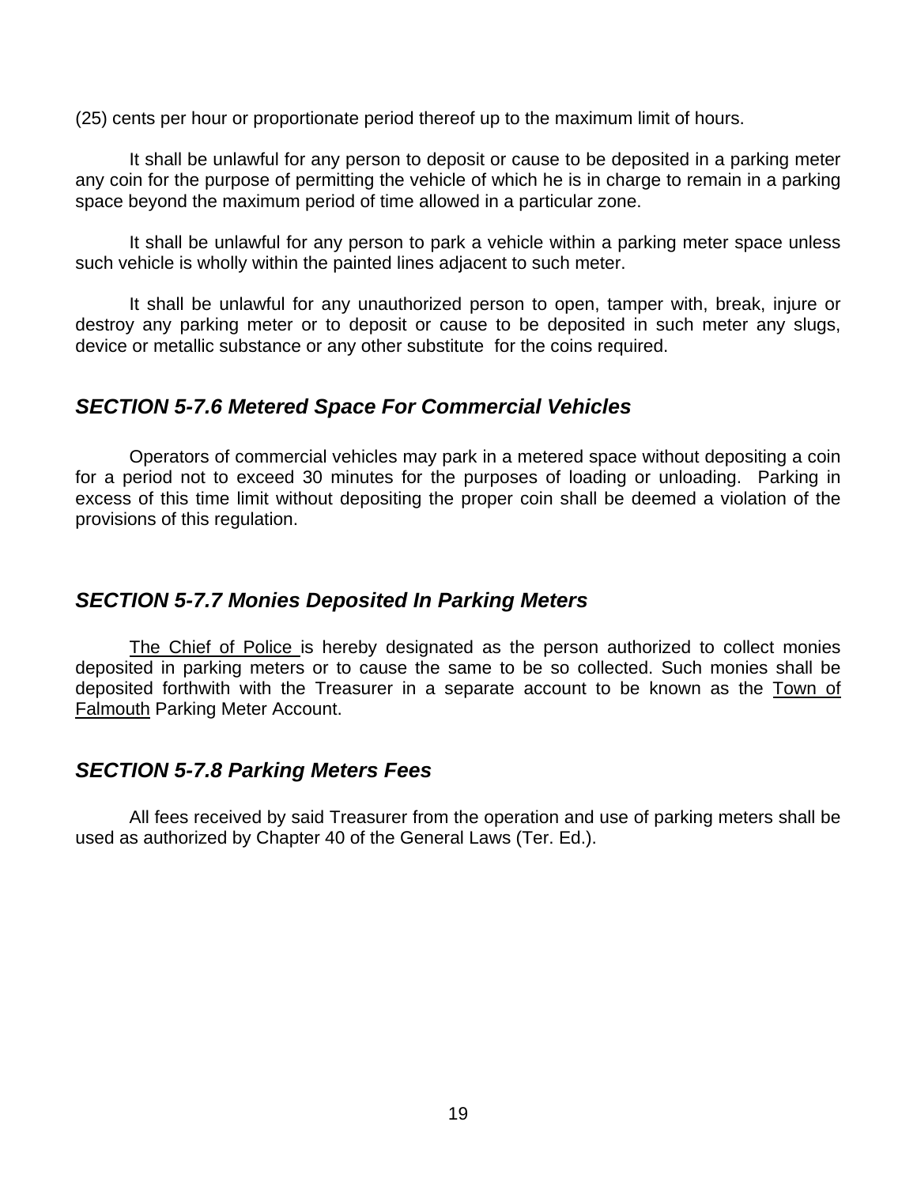(25) cents per hour or proportionate period thereof up to the maximum limit of hours.

It shall be unlawful for any person to deposit or cause to be deposited in a parking meter any coin for the purpose of permitting the vehicle of which he is in charge to remain in a parking space beyond the maximum period of time allowed in a particular zone.

It shall be unlawful for any person to park a vehicle within a parking meter space unless such vehicle is wholly within the painted lines adjacent to such meter.

It shall be unlawful for any unauthorized person to open, tamper with, break, injure or destroy any parking meter or to deposit or cause to be deposited in such meter any slugs, device or metallic substance or any other substitute for the coins required.

## *SECTION 5-7.6 Metered Space For Commercial Vehicles*

Operators of commercial vehicles may park in a metered space without depositing a coin for a period not to exceed 30 minutes for the purposes of loading or unloading. Parking in excess of this time limit without depositing the proper coin shall be deemed a violation of the provisions of this regulation.

## *SECTION 5-7.7 Monies Deposited In Parking Meters*

<u>The Chief of Police</u> is hereby designated as the person authorized to collect monies deposited in parking meters or to cause the same to be so collected. Such monies shall be deposited forthwith with the Treasurer in a separate account to be known as the <u>Town of Falmouth</u> Parking Meter Account.

## *SECTION 5-7.8 Parking Meters Fees*

All fees received by said Treasurer from the operation and use of parking meters shall be used as authorized by Chapter 40 of the General Laws (Ter. Ed.).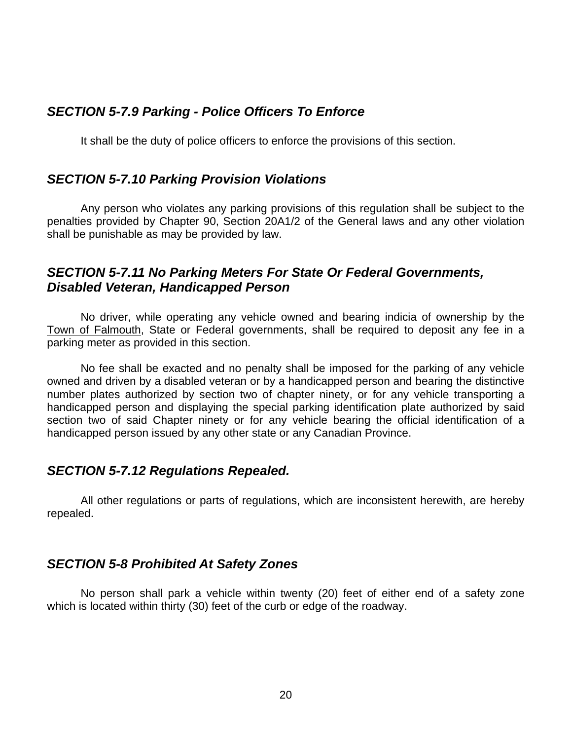### *SECTION 5-7.9 Parking - Police Officers To Enforce*

It shall be the duty of police officers to enforce the provisions of this section.

### *SECTION 5-7.10 Parking Provision Violations*

Any person who violates any parking provisions of this regulation shall be subject to the penalties provided by Chapter 90, Section 20A1/2 of the General laws and any other violation shall be punishable as may be provided by law.

### *SECTION 5-7.11 No Parking Meters For State Or Federal Governments, Disabled Veteran, Handicapped Person*

No driver, while operating any vehicle owned and bearing indicia of ownership by the Town of Falmouth, State or Federal governments, shall be required to deposit any fee in a parking meter as provided in this section.

No fee shall be exacted and no penalty shall be imposed for the parking of any vehicle owned and driven by a disabled veteran or by a handicapped person and bearing the distinctive number plates authorized by section two of chapter ninety, or for any vehicle transporting a handicapped person and displaying the special parking identification plate authorized by said section two of said Chapter ninety or for any vehicle bearing the official identification of a handicapped person issued by any other state or any Canadian Province.

### *SECTION 5-7.12 Regulations Repealed.*

All other regulations or parts of regulations, which are inconsistent herewith, are hereby repealed.

### *SECTION 5-8 Prohibited At Safety Zones*

No person shall park a vehicle within twenty (20) feet of either end of a safety zone which is located within thirty (30) feet of the curb or edge of the roadway.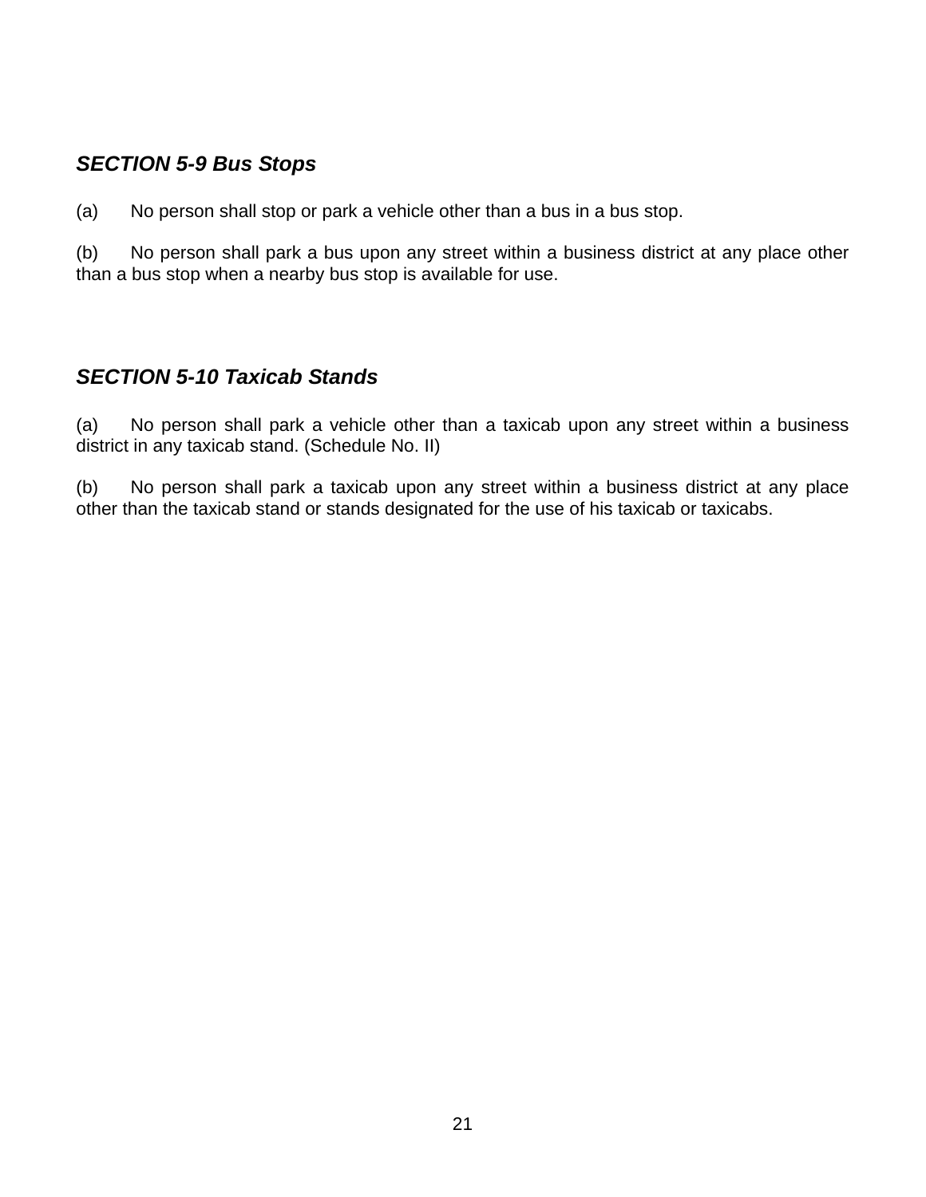### *SECTION 5-9 Bus Stops*

(a) No person shall stop or park a vehicle other than a bus in a bus stop.

(b) No person shall park a bus upon any street within a business district at any place other than a bus stop when a nearby bus stop is available for use.

### *SECTION 5-10 Taxicab Stands*

(a) No person shall park a vehicle other than a taxicab upon any street within a business district in any taxicab stand. (Schedule No. II)

(b) No person shall park a taxicab upon any street within a business district at any place other than the taxicab stand or stands designated for the use of his taxicab or taxicabs.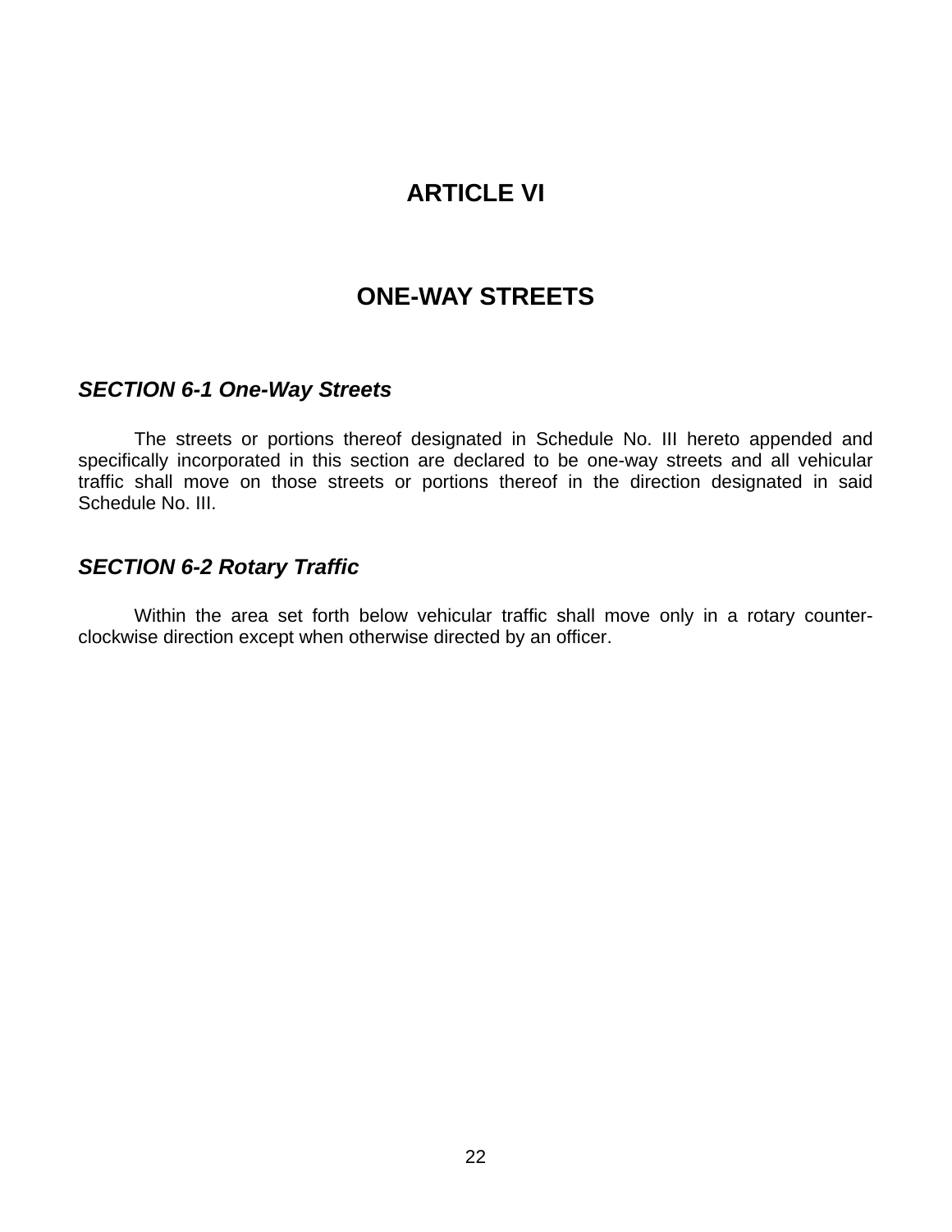# ARTICLE VI

# ONE-WAY STREETS

### *SECTION 6-1 One-Way Streets*

The streets or portions thereof designated in Schedule No. III hereto appended and specifically incorporated in this section are declared to be one-way streets and all vehicular traffic shall move on those streets or portions thereof in the direction designated in said Schedule No. III.

### *SECTION 6-2 Rotary Traffic*

Within the area set forth below vehicular traffic shall move only in a rotary counter-clockwise direction except when otherwise directed by an officer.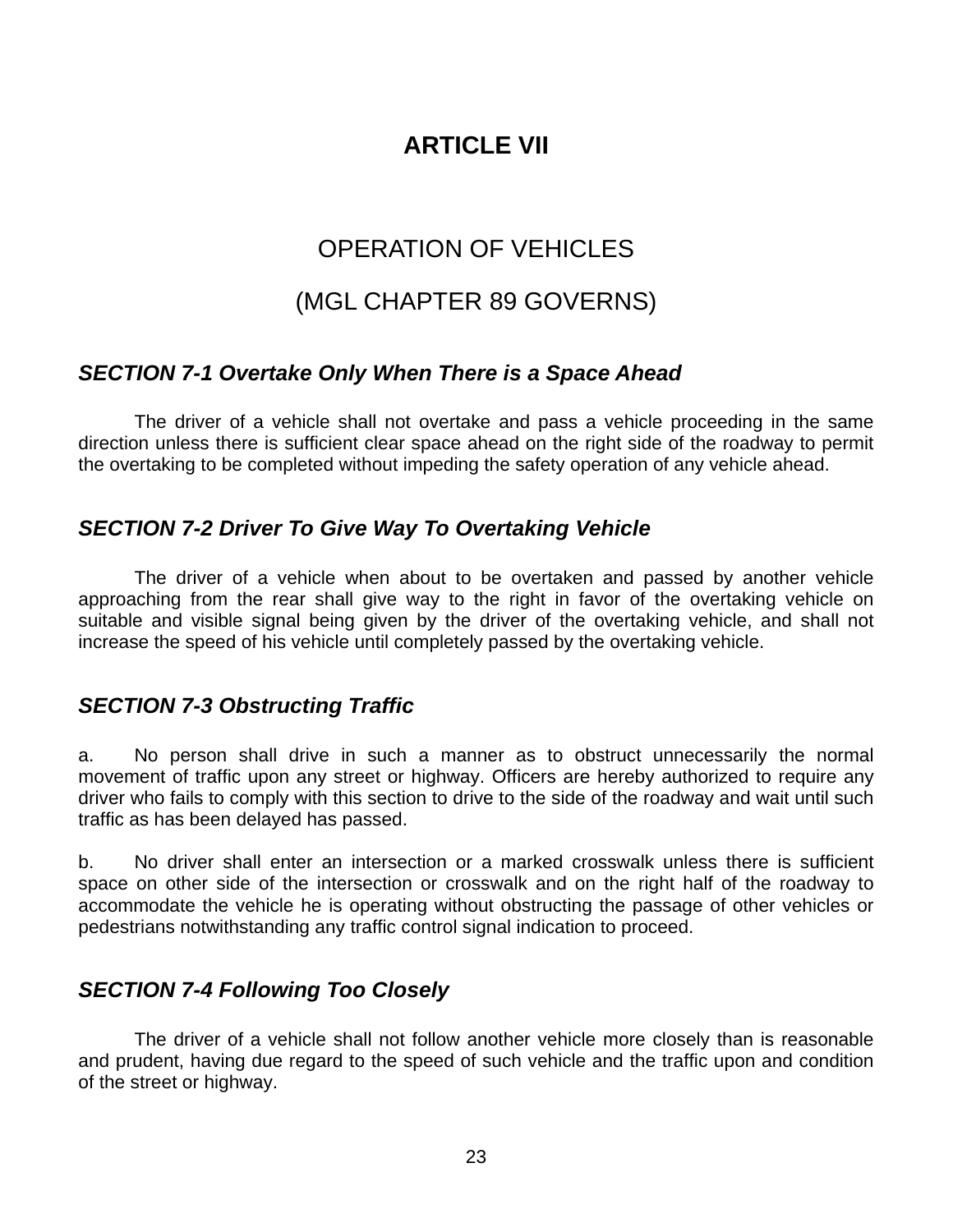# ARTICLE VII

## OPERATION OF VEHICLES

## (MGL CHAPTER 89 GOVERNS)

### *SECTION 7-1 Overtake Only When There is a Space Ahead*

The driver of a vehicle shall not overtake and pass a vehicle proceeding in the same direction unless there is sufficient clear space ahead on the right side of the roadway to permit the overtaking to be completed without impeding the safety operation of any vehicle ahead.

### *SECTION 7-2 Driver To Give Way To Overtaking Vehicle*

The driver of a vehicle when about to be overtaken and passed by another vehicle approaching from the rear shall give way to the right in favor of the overtaking vehicle on suitable and visible signal being given by the driver of the overtaking vehicle, and shall not increase the speed of his vehicle until completely passed by the overtaking vehicle.

### *SECTION 7-3 Obstructing Traffic*

a. No person shall drive in such a manner as to obstruct unnecessarily the normal movement of traffic upon any street or highway. Officers are hereby authorized to require any driver who fails to comply with this section to drive to the side of the roadway and wait until such traffic as has been delayed has passed.

b. No driver shall enter an intersection or a marked crosswalk unless there is sufficient space on other side of the intersection or crosswalk and on the right half of the roadway to accommodate the vehicle he is operating without obstructing the passage of other vehicles or pedestrians notwithstanding any traffic control signal indication to proceed.

### *SECTION 7-4 Following Too Closely*

The driver of a vehicle shall not follow another vehicle more closely than is reasonable and prudent, having due regard to the speed of such vehicle and the traffic upon and condition of the street or highway.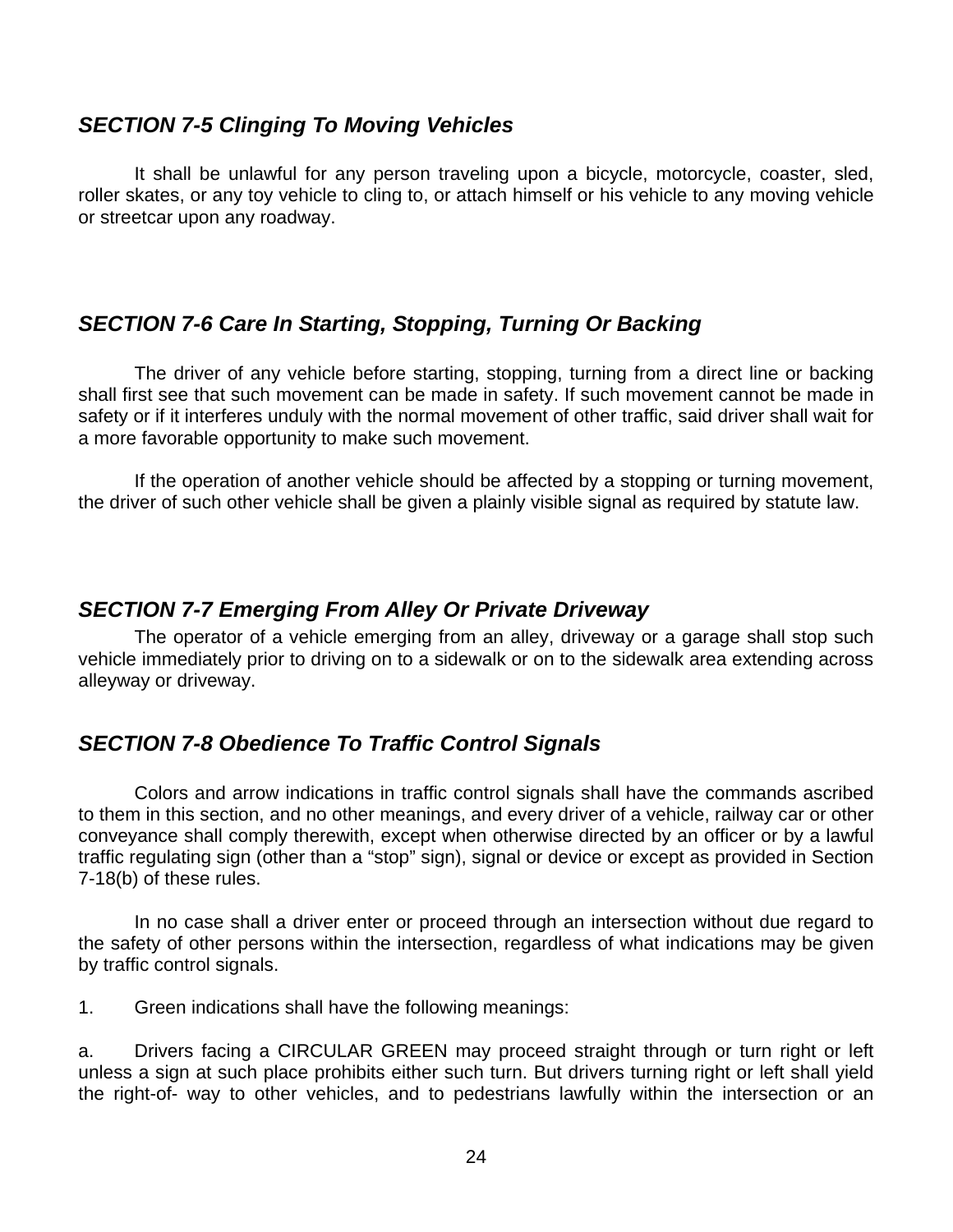### *SECTION 7-5 Clinging To Moving Vehicles*

It shall be unlawful for any person traveling upon a bicycle, motorcycle, coaster, sled, roller skates, or any toy vehicle to cling to, or attach himself or his vehicle to any moving vehicle or streetcar upon any roadway.

### *SECTION 7-6 Care In Starting, Stopping, Turning Or Backing*

The driver of any vehicle before starting, stopping, turning from a direct line or backing shall first see that such movement can be made in safety. If such movement cannot be made in safety or if it interferes unduly with the normal movement of other traffic, said driver shall wait for a more favorable opportunity to make such movement.

If the operation of another vehicle should be affected by a stopping or turning movement, the driver of such other vehicle shall be given a plainly visible signal as required by statute law.

### *SECTION 7-7 Emerging From Alley Or Private Driveway*

The operator of a vehicle emerging from an alley, driveway or a garage shall stop such vehicle immediately prior to driving on to a sidewalk or on to the sidewalk area extending across alleyway or driveway.

### *SECTION 7-8 Obedience To Traffic Control Signals*

Colors and arrow indications in traffic control signals shall have the commands ascribed to them in this section, and no other meanings, and every driver of a vehicle, railway car or other conveyance shall comply therewith, except when otherwise directed by an officer or by a lawful traffic regulating sign (other than a “stop” sign), signal or device or except as provided in Section 7-18(b) of these rules.

In no case shall a driver enter or proceed through an intersection without due regard to the safety of other persons within the intersection, regardless of what indications may be given by traffic control signals.

1. Green indications shall have the following meanings:

a. Drivers facing a CIRCULAR GREEN may proceed straight through or turn right or left unless a sign at such place prohibits either such turn. But drivers turning right or left shall yield the right-of- way to other vehicles, and to pedestrians lawfully within the intersection or an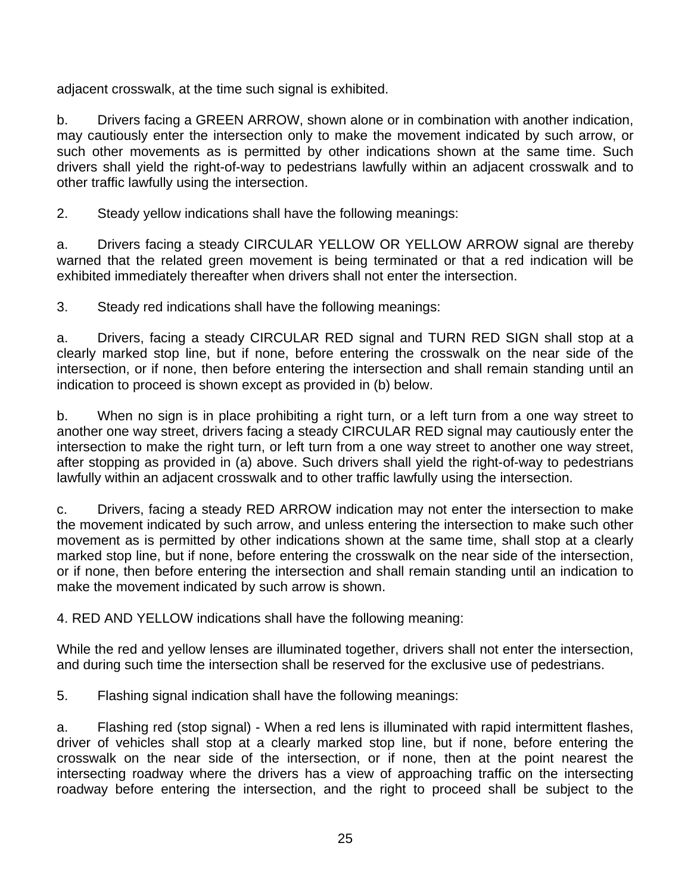adjacent crosswalk, at the time such signal is exhibited.

b. Drivers facing a GREEN ARROW, shown alone or in combination with another indication, may cautiously enter the intersection only to make the movement indicated by such arrow, or such other movements as is permitted by other indications shown at the same time. Such drivers shall yield the right-of-way to pedestrians lawfully within an adjacent crosswalk and to other traffic lawfully using the intersection.

2. Steady yellow indications shall have the following meanings:

a. Drivers facing a steady CIRCULAR YELLOW OR YELLOW ARROW signal are thereby warned that the related green movement is being terminated or that a red indication will be exhibited immediately thereafter when drivers shall not enter the intersection.

3. Steady red indications shall have the following meanings:

a. Drivers, facing a steady CIRCULAR RED signal and TURN RED SIGN shall stop at a clearly marked stop line, but if none, before entering the crosswalk on the near side of the intersection, or if none, then before entering the intersection and shall remain standing until an indication to proceed is shown except as provided in (b) below.

b. When no sign is in place prohibiting a right turn, or a left turn from a one way street to another one way street, drivers facing a steady CIRCULAR RED signal may cautiously enter the intersection to make the right turn, or left turn from a one way street to another one way street, after stopping as provided in (a) above. Such drivers shall yield the right-of-way to pedestrians lawfully within an adjacent crosswalk and to other traffic lawfully using the intersection.

c. Drivers, facing a steady RED ARROW indication may not enter the intersection to make the movement indicated by such arrow, and unless entering the intersection to make such other movement as is permitted by other indications shown at the same time, shall stop at a clearly marked stop line, but if none, before entering the crosswalk on the near side of the intersection, or if none, then before entering the intersection and shall remain standing until an indication to make the movement indicated by such arrow is shown.

4. RED AND YELLOW indications shall have the following meaning:

While the red and yellow lenses are illuminated together, drivers shall not enter the intersection, and during such time the intersection shall be reserved for the exclusive use of pedestrians.

5. Flashing signal indication shall have the following meanings:

a. Flashing red (stop signal) - When a red lens is illuminated with rapid intermittent flashes, driver of vehicles shall stop at a clearly marked stop line, but if none, before entering the crosswalk on the near side of the intersection, or if none, then at the point nearest the intersecting roadway where the drivers has a view of approaching traffic on the intersecting roadway before entering the intersection, and the right to proceed shall be subject to the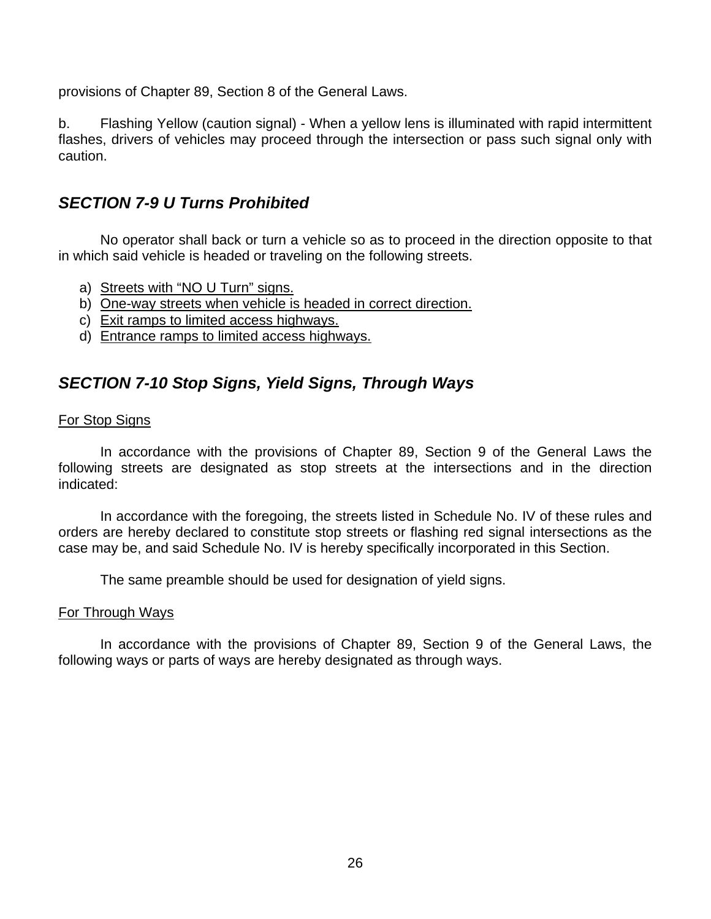provisions of Chapter 89, Section 8 of the General Laws.

b. Flashing Yellow (caution signal) - When a yellow lens is illuminated with rapid intermittent flashes, drivers of vehicles may proceed through the intersection or pass such signal only with caution.

## *SECTION 7-9 U Turns Prohibited*

No operator shall back or turn a vehicle so as to proceed in the direction opposite to that in which said vehicle is headed or traveling on the following streets.

a) Streets with "NO U Turn" signs.
b) One-way streets when vehicle is headed in correct direction.
c) Exit ramps to limited access highways.
d) Entrance ramps to limited access highways.

## *SECTION 7-10 Stop Signs, Yield Signs, Through Ways*

For Stop Signs

In accordance with the provisions of Chapter 89, Section 9 of the General Laws the following streets are designated as stop streets at the intersections and in the direction indicated:

In accordance with the foregoing, the streets listed in Schedule No. IV of these rules and orders are hereby declared to constitute stop streets or flashing red signal intersections as the case may be, and said Schedule No. IV is hereby specifically incorporated in this Section.

The same preamble should be used for designation of yield signs.

For Through Ways

In accordance with the provisions of Chapter 89, Section 9 of the General Laws, the following ways or parts of ways are hereby designated as through ways.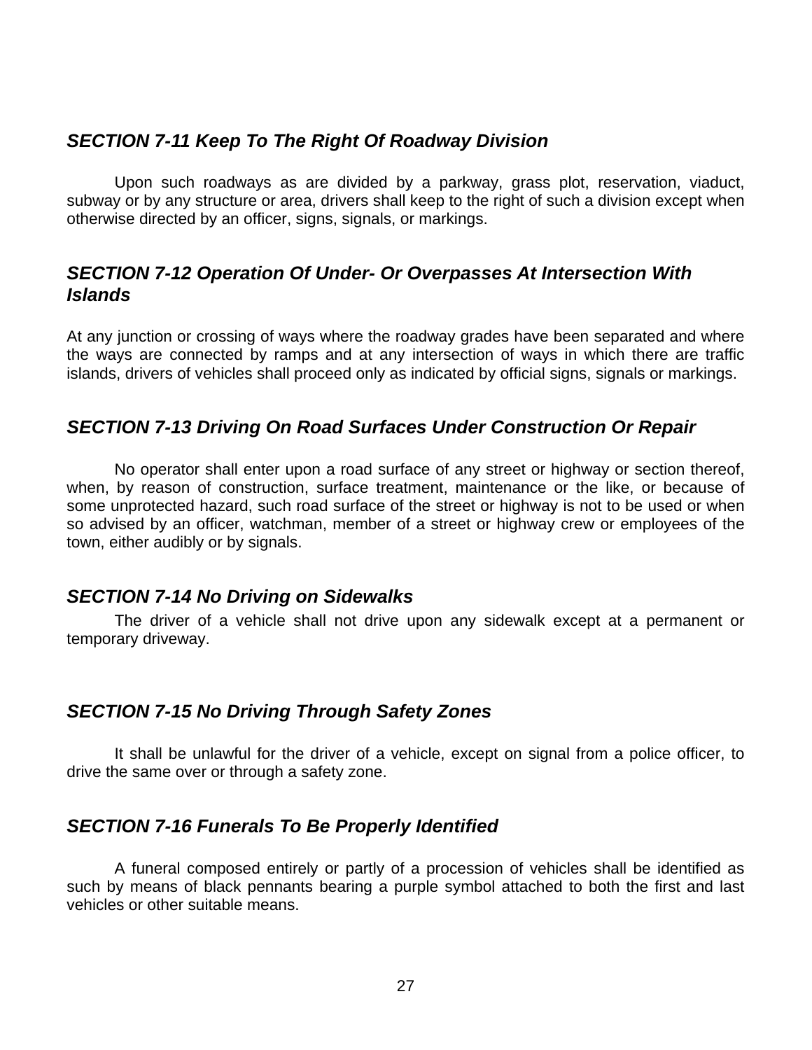### *SECTION 7-11 Keep To The Right Of Roadway Division*

Upon such roadways as are divided by a parkway, grass plot, reservation, viaduct, subway or by any structure or area, drivers shall keep to the right of such a division except when otherwise directed by an officer, signs, signals, or markings.

### *SECTION 7-12 Operation Of Under- Or Overpasses At Intersection With Islands*

At any junction or crossing of ways where the roadway grades have been separated and where the ways are connected by ramps and at any intersection of ways in which there are traffic islands, drivers of vehicles shall proceed only as indicated by official signs, signals or markings.

### *SECTION 7-13 Driving On Road Surfaces Under Construction Or Repair*

No operator shall enter upon a road surface of any street or highway or section thereof, when, by reason of construction, surface treatment, maintenance or the like, or because of some unprotected hazard, such road surface of the street or highway is not to be used or when so advised by an officer, watchman, member of a street or highway crew or employees of the town, either audibly or by signals.

### *SECTION 7-14 No Driving on Sidewalks*

The driver of a vehicle shall not drive upon any sidewalk except at a permanent or temporary driveway.

### *SECTION 7-15 No Driving Through Safety Zones*

It shall be unlawful for the driver of a vehicle, except on signal from a police officer, to drive the same over or through a safety zone.

### *SECTION 7-16 Funerals To Be Properly Identified*

A funeral composed entirely or partly of a procession of vehicles shall be identified as such by means of black pennants bearing a purple symbol attached to both the first and last vehicles or other suitable means.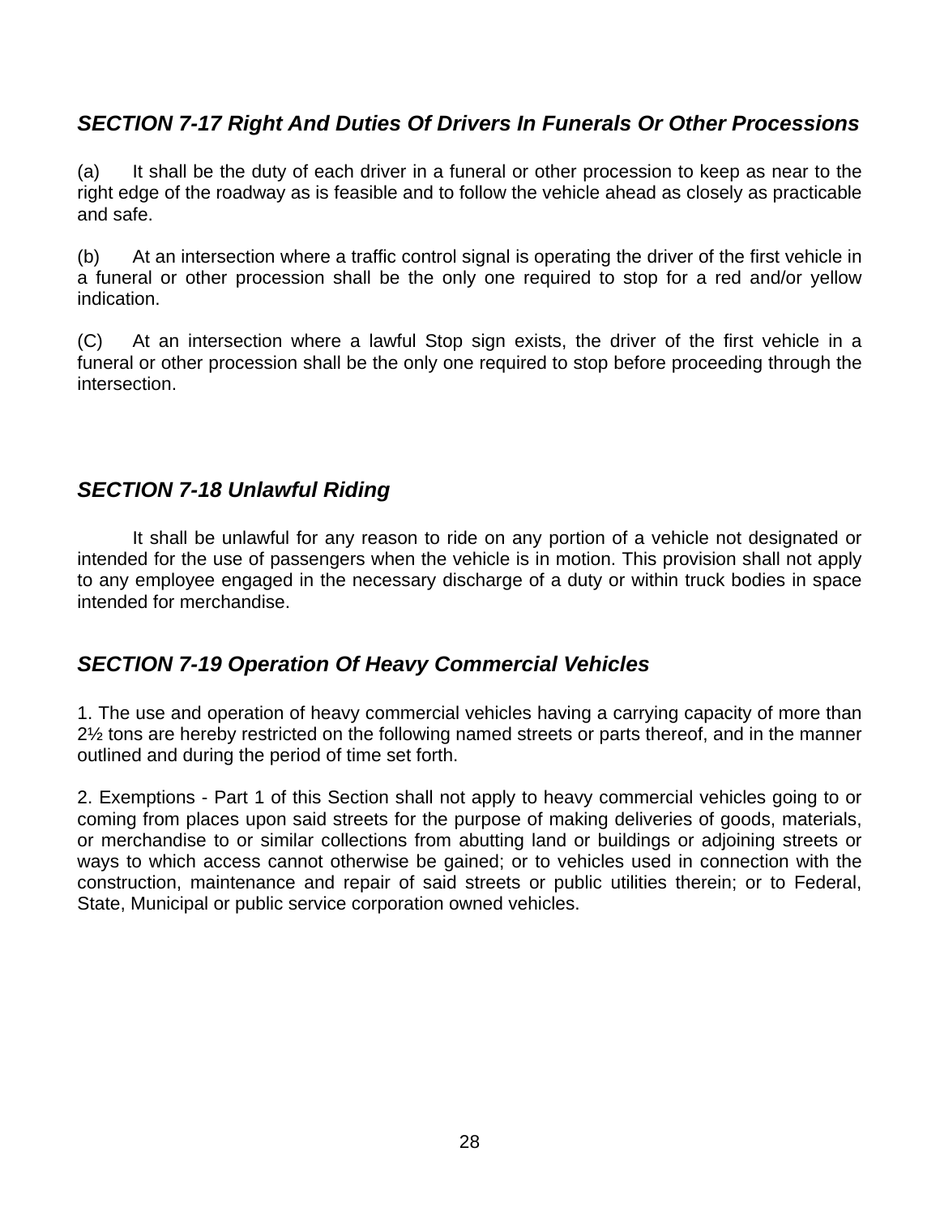### *SECTION 7-17 Right And Duties Of Drivers In Funerals Or Other Processions*

(a) It shall be the duty of each driver in a funeral or other procession to keep as near to the right edge of the roadway as is feasible and to follow the vehicle ahead as closely as practicable and safe.

(b) At an intersection where a traffic control signal is operating the driver of the first vehicle in a funeral or other procession shall be the only one required to stop for a red and/or yellow indication.

(C) At an intersection where a lawful Stop sign exists, the driver of the first vehicle in a funeral or other procession shall be the only one required to stop before proceeding through the intersection.

### *SECTION 7-18 Unlawful Riding*

It shall be unlawful for any reason to ride on any portion of a vehicle not designated or intended for the use of passengers when the vehicle is in motion. This provision shall not apply to any employee engaged in the necessary discharge of a duty or within truck bodies in space intended for merchandise.

### *SECTION 7-19 Operation Of Heavy Commercial Vehicles*

1. The use and operation of heavy commercial vehicles having a carrying capacity of more than 2½ tons are hereby restricted on the following named streets or parts thereof, and in the manner outlined and during the period of time set forth.

2. Exemptions - Part 1 of this Section shall not apply to heavy commercial vehicles going to or coming from places upon said streets for the purpose of making deliveries of goods, materials, or merchandise to or similar collections from abutting land or buildings or adjoining streets or ways to which access cannot otherwise be gained; or to vehicles used in connection with the construction, maintenance and repair of said streets or public utilities therein; or to Federal, State, Municipal or public service corporation owned vehicles.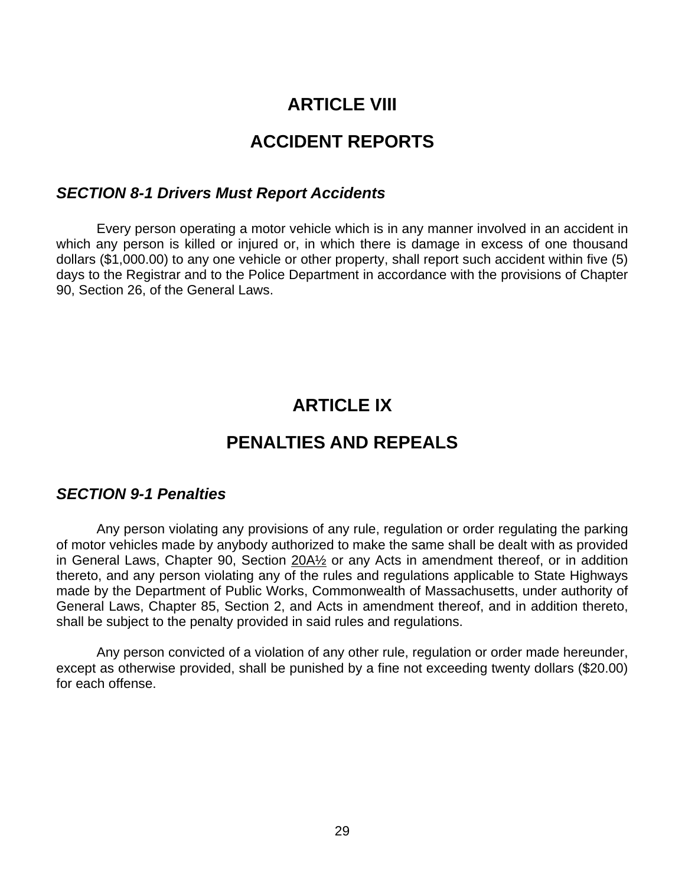# ARTICLE VIII

# ACCIDENT REPORTS

### *SECTION 8-1 Drivers Must Report Accidents*

Every person operating a motor vehicle which is in any manner involved in an accident in which any person is killed or injured or, in which there is damage in excess of one thousand dollars ($1,000.00) to any one vehicle or other property, shall report such accident within five (5) days to the Registrar and to the Police Department in accordance with the provisions of Chapter 90, Section 26, of the General Laws.

# ARTICLE IX

# PENALTIES AND REPEALS

### *SECTION 9-1 Penalties*

Any person violating any provisions of any rule, regulation or order regulating the parking of motor vehicles made by anybody authorized to make the same shall be dealt with as provided in General Laws, Chapter 90, Section 20A½ or any Acts in amendment thereof, or in addition thereto, and any person violating any of the rules and regulations applicable to State Highways made by the Department of Public Works, Commonwealth of Massachusetts, under authority of General Laws, Chapter 85, Section 2, and Acts in amendment thereof, and in addition thereto, shall be subject to the penalty provided in said rules and regulations.

Any person convicted of a violation of any other rule, regulation or order made hereunder, except as otherwise provided, shall be punished by a fine not exceeding twenty dollars ($20.00) for each offense.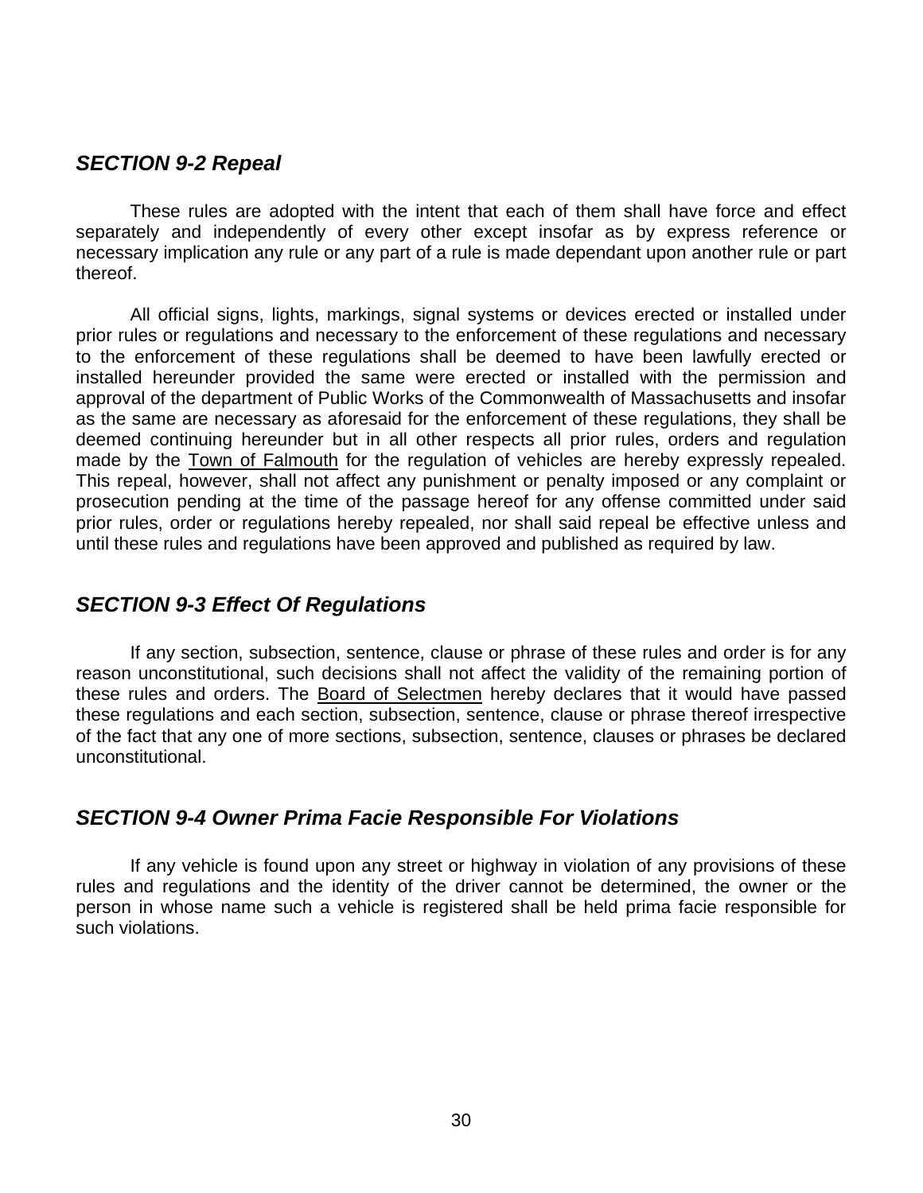### *SECTION 9-2 Repeal*

These rules are adopted with the intent that each of them shall have force and effect separately and independently of every other except insofar as by express reference or necessary implication any rule or any part of a rule is made dependant upon another rule or part thereof.

All official signs, lights, markings, signal systems or devices erected or installed under prior rules or regulations and necessary to the enforcement of these regulations and necessary to the enforcement of these regulations shall be deemed to have been lawfully erected or installed hereunder provided the same were erected or installed with the permission and approval of the department of Public Works of the Commonwealth of Massachusetts and insofar as the same are necessary as aforesaid for the enforcement of these regulations, they shall be deemed continuing hereunder but in all other respects all prior rules, orders and regulation made by the Town of Falmouth for the regulation of vehicles are hereby expressly repealed. This repeal, however, shall not affect any punishment or penalty imposed or any complaint or prosecution pending at the time of the passage hereof for any offense committed under said prior rules, order or regulations hereby repealed, nor shall said repeal be effective unless and until these rules and regulations have been approved and published as required by law.

### *SECTION 9-3 Effect Of Regulations*

If any section, subsection, sentence, clause or phrase of these rules and order is for any reason unconstitutional, such decisions shall not affect the validity of the remaining portion of these rules and orders. The Board of Selectmen hereby declares that it would have passed these regulations and each section, subsection, sentence, clause or phrase thereof irrespective of the fact that any one of more sections, subsection, sentence, clauses or phrases be declared unconstitutional.

### *SECTION 9-4 Owner Prima Facie Responsible For Violations*

If any vehicle is found upon any street or highway in violation of any provisions of these rules and regulations and the identity of the driver cannot be determined, the owner or the person in whose name such a vehicle is registered shall be held prima facie responsible for such violations.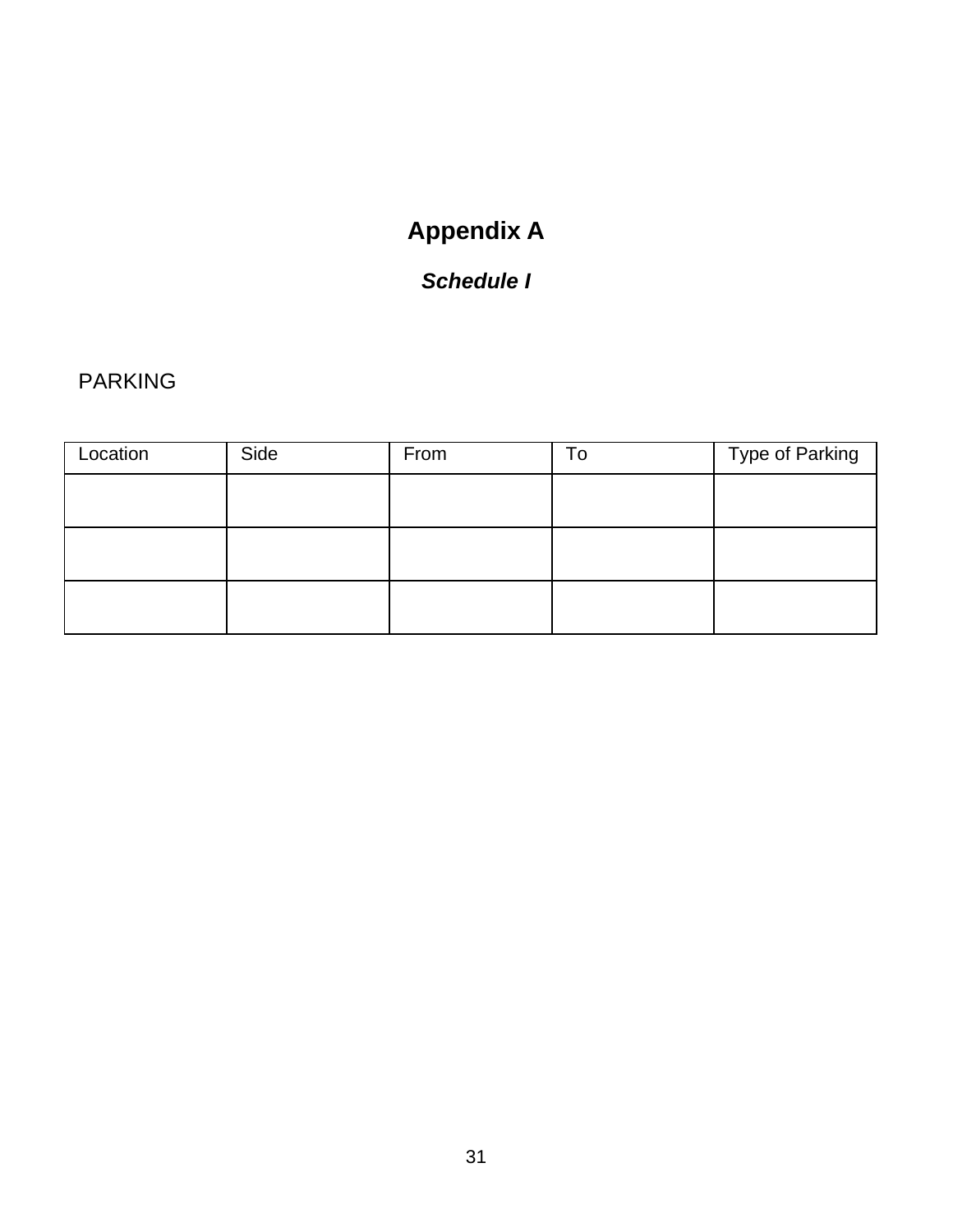# Appendix A

## *Schedule I*

PARKING

| Location | Side | From | To | Type of Parking |
|---|---|---|---|---|
| | | | | |
| | | | | |
| | | | | |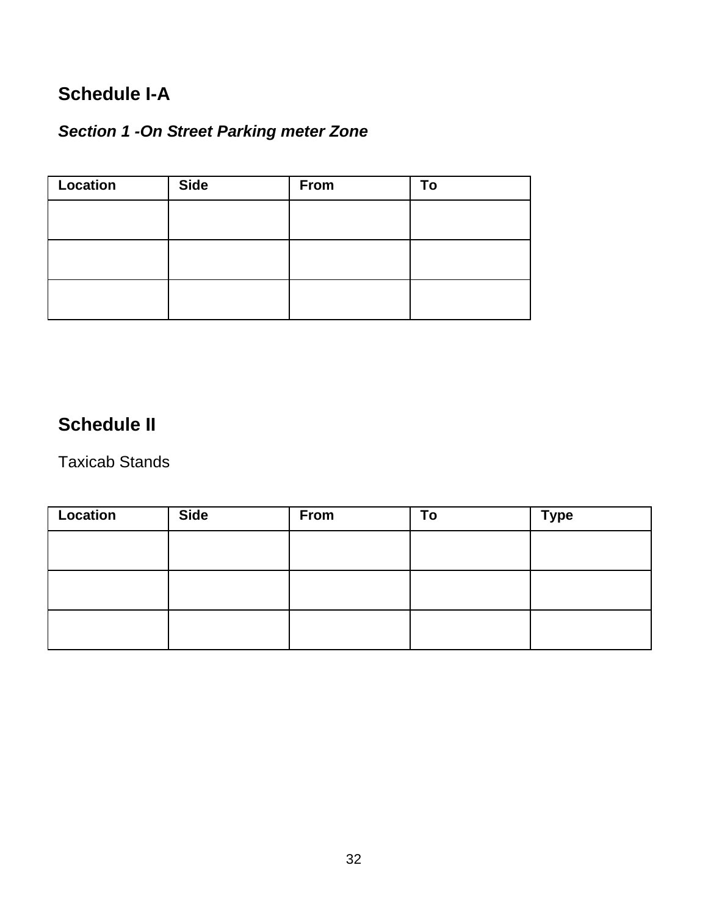## Schedule I-A

### *Section 1 -On Street Parking meter Zone*

| Location | Side | From | To |
|---|---|---|---|
| | | | |
| | | | |
| | | | |

## Schedule II

Taxicab Stands

| Location | Side | From | To | Type |
|---|---|---|---|---|
| | | | | |
| | | | | |
| | | | | |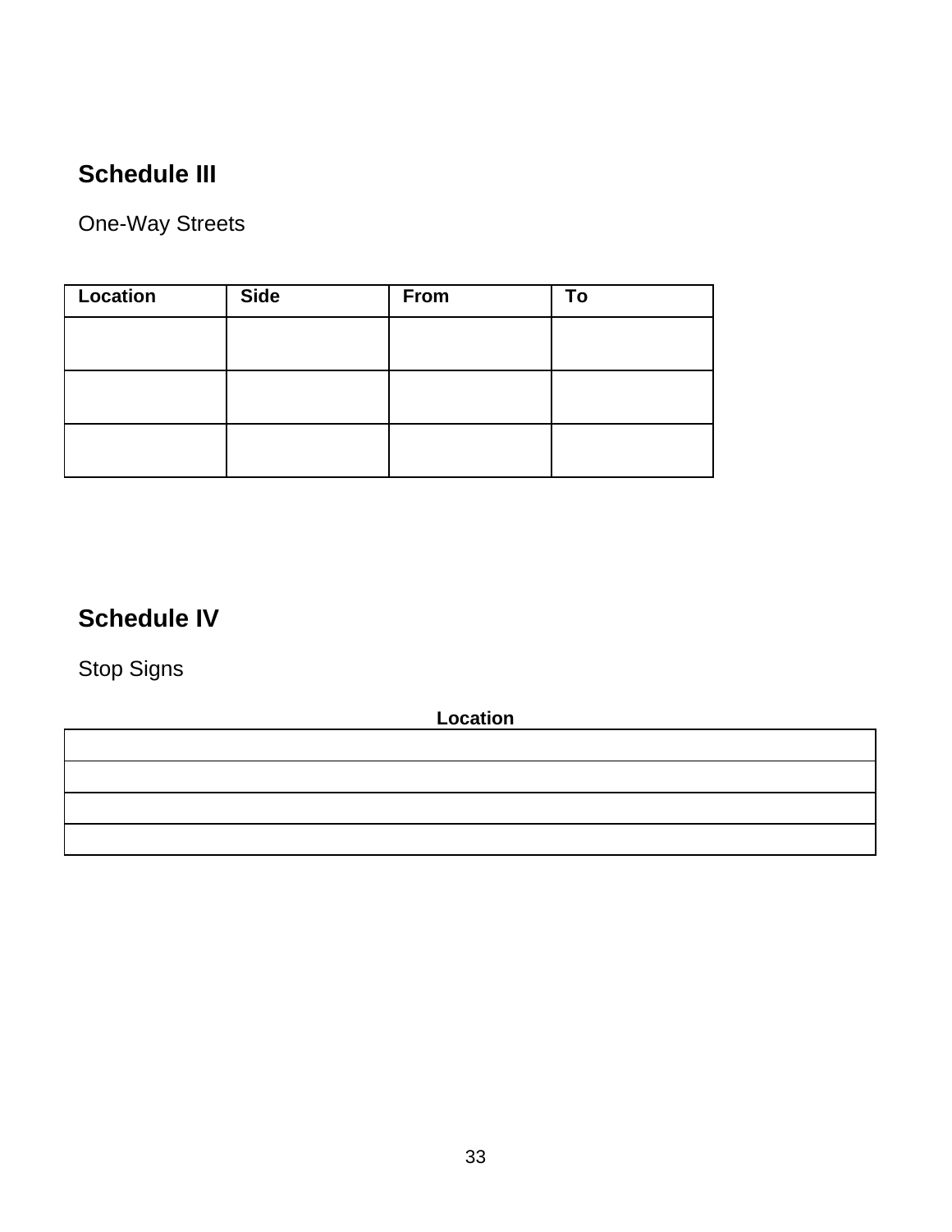## Schedule III

One-Way Streets

| Location | Side | From | To |
| --- | --- | --- | --- |
| | | | |
| | | | |
| | | | |

## Schedule IV

Stop Signs

| Location |
| --- |
| |
| |
| |
| |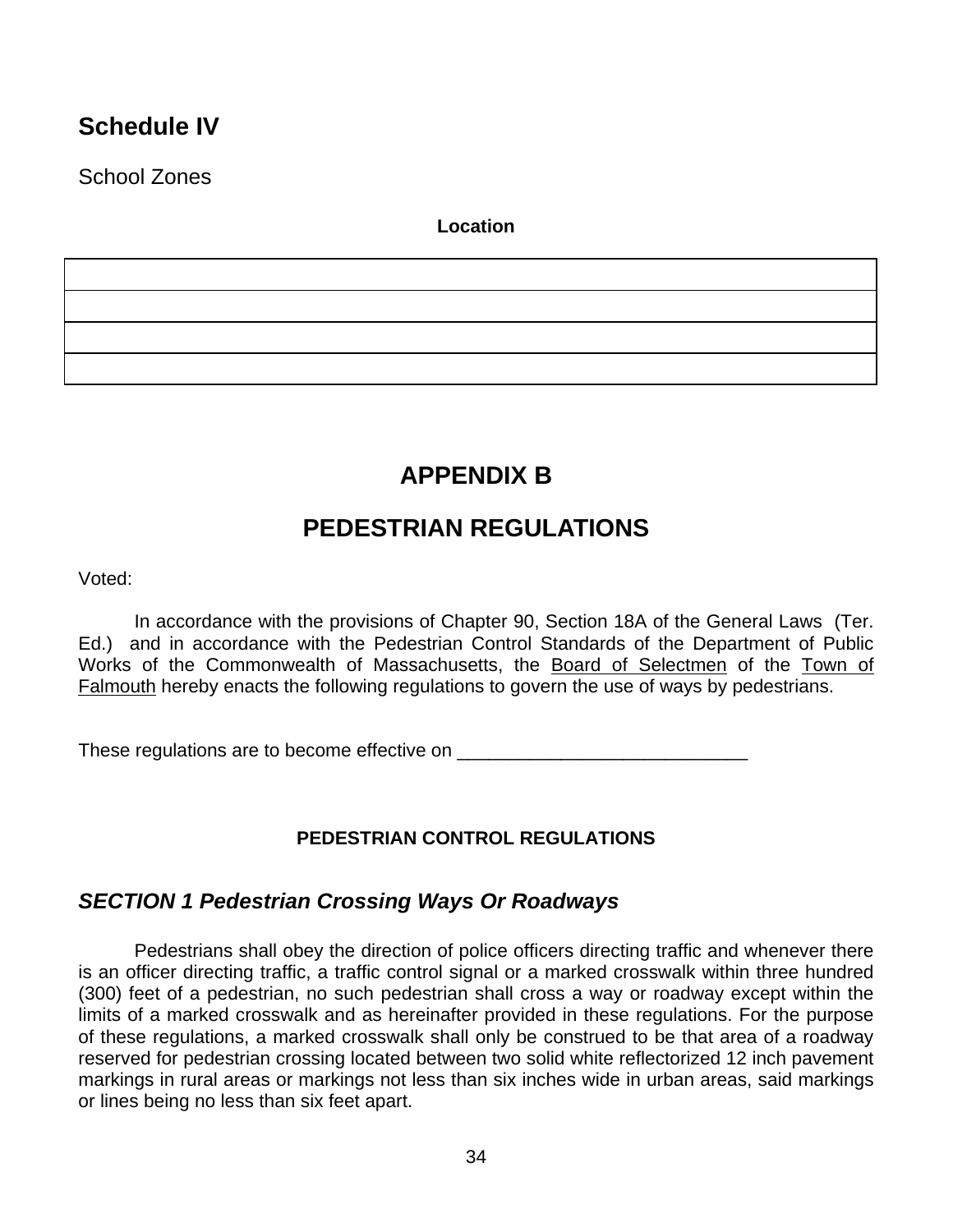## Schedule IV

School Zones

| Location |
|---|
| |
| |
| |
| |

# APPENDIX B

# PEDESTRIAN REGULATIONS

Voted:

In accordance with the provisions of Chapter 90, Section 18A of the General Laws (Ter. Ed.) and in accordance with the Pedestrian Control Standards of the Department of Public Works of the Commonwealth of Massachusetts, the Board of Selectmen of the Town of Falmouth hereby enacts the following regulations to govern the use of ways by pedestrians.

These regulations are to become effective on ____________________________

### PEDESTRIAN CONTROL REGULATIONS

## *SECTION 1 Pedestrian Crossing Ways Or Roadways*

Pedestrians shall obey the direction of police officers directing traffic and whenever there is an officer directing traffic, a traffic control signal or a marked crosswalk within three hundred (300) feet of a pedestrian, no such pedestrian shall cross a way or roadway except within the limits of a marked crosswalk and as hereinafter provided in these regulations. For the purpose of these regulations, a marked crosswalk shall only be construed to be that area of a roadway reserved for pedestrian crossing located between two solid white reflectorized 12 inch pavement markings in rural areas or markings not less than six inches wide in urban areas, said markings or lines being no less than six feet apart.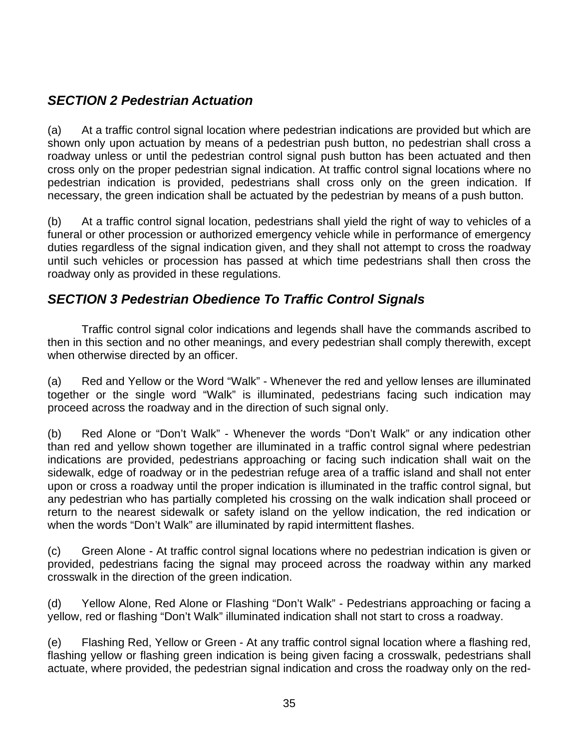## *SECTION 2 Pedestrian Actuation*

(a) At a traffic control signal location where pedestrian indications are provided but which are shown only upon actuation by means of a pedestrian push button, no pedestrian shall cross a roadway unless or until the pedestrian control signal push button has been actuated and then cross only on the proper pedestrian signal indication. At traffic control signal locations where no pedestrian indication is provided, pedestrians shall cross only on the green indication. If necessary, the green indication shall be actuated by the pedestrian by means of a push button.

(b) At a traffic control signal location, pedestrians shall yield the right of way to vehicles of a funeral or other procession or authorized emergency vehicle while in performance of emergency duties regardless of the signal indication given, and they shall not attempt to cross the roadway until such vehicles or procession has passed at which time pedestrians shall then cross the roadway only as provided in these regulations.

## *SECTION 3 Pedestrian Obedience To Traffic Control Signals*

Traffic control signal color indications and legends shall have the commands ascribed to then in this section and no other meanings, and every pedestrian shall comply therewith, except when otherwise directed by an officer.

(a) Red and Yellow or the Word "Walk" - Whenever the red and yellow lenses are illuminated together or the single word "Walk" is illuminated, pedestrians facing such indication may proceed across the roadway and in the direction of such signal only.

(b) Red Alone or "Don't Walk" - Whenever the words "Don't Walk" or any indication other than red and yellow shown together are illuminated in a traffic control signal where pedestrian indications are provided, pedestrians approaching or facing such indication shall wait on the sidewalk, edge of roadway or in the pedestrian refuge area of a traffic island and shall not enter upon or cross a roadway until the proper indication is illuminated in the traffic control signal, but any pedestrian who has partially completed his crossing on the walk indication shall proceed or return to the nearest sidewalk or safety island on the yellow indication, the red indication or when the words "Don't Walk" are illuminated by rapid intermittent flashes.

(c) Green Alone - At traffic control signal locations where no pedestrian indication is given or provided, pedestrians facing the signal may proceed across the roadway within any marked crosswalk in the direction of the green indication.

(d) Yellow Alone, Red Alone or Flashing "Don't Walk" - Pedestrians approaching or facing a yellow, red or flashing "Don't Walk" illuminated indication shall not start to cross a roadway.

(e) Flashing Red, Yellow or Green - At any traffic control signal location where a flashing red, flashing yellow or flashing green indication is being given facing a crosswalk, pedestrians shall actuate, where provided, the pedestrian signal indication and cross the roadway only on the red-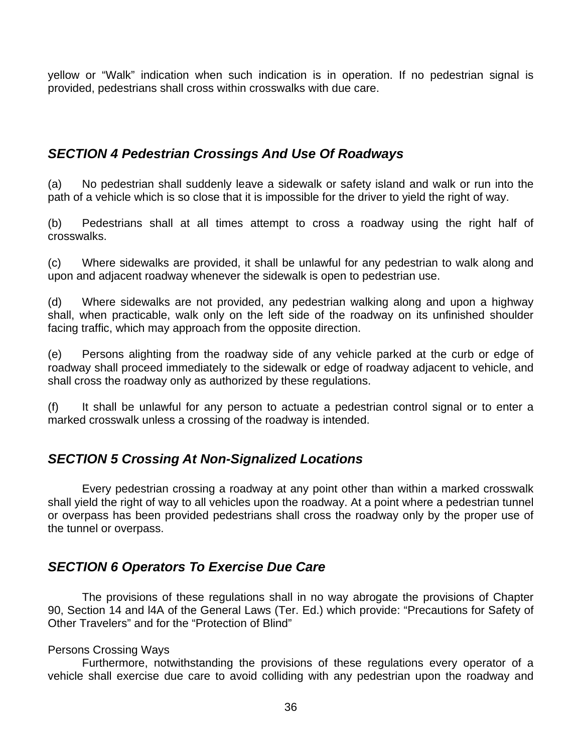yellow or “Walk” indication when such indication is in operation. If no pedestrian signal is provided, pedestrians shall cross within crosswalks with due care.

## *SECTION 4 Pedestrian Crossings And Use Of Roadways*

(a) No pedestrian shall suddenly leave a sidewalk or safety island and walk or run into the path of a vehicle which is so close that it is impossible for the driver to yield the right of way.

(b) Pedestrians shall at all times attempt to cross a roadway using the right half of crosswalks.

(c) Where sidewalks are provided, it shall be unlawful for any pedestrian to walk along and upon and adjacent roadway whenever the sidewalk is open to pedestrian use.

(d) Where sidewalks are not provided, any pedestrian walking along and upon a highway shall, when practicable, walk only on the left side of the roadway on its unfinished shoulder facing traffic, which may approach from the opposite direction.

(e) Persons alighting from the roadway side of any vehicle parked at the curb or edge of roadway shall proceed immediately to the sidewalk or edge of roadway adjacent to vehicle, and shall cross the roadway only as authorized by these regulations.

(f) It shall be unlawful for any person to actuate a pedestrian control signal or to enter a marked crosswalk unless a crossing of the roadway is intended.

## *SECTION 5 Crossing At Non-Signalized Locations*

Every pedestrian crossing a roadway at any point other than within a marked crosswalk shall yield the right of way to all vehicles upon the roadway. At a point where a pedestrian tunnel or overpass has been provided pedestrians shall cross the roadway only by the proper use of the tunnel or overpass.

## *SECTION 6 Operators To Exercise Due Care*

The provisions of these regulations shall in no way abrogate the provisions of Chapter 90, Section 14 and l4A of the General Laws (Ter. Ed.) which provide: “Precautions for Safety of Other Travelers” and for the “Protection of Blind”

Persons Crossing Ways

Furthermore, notwithstanding the provisions of these regulations every operator of a vehicle shall exercise due care to avoid colliding with any pedestrian upon the roadway and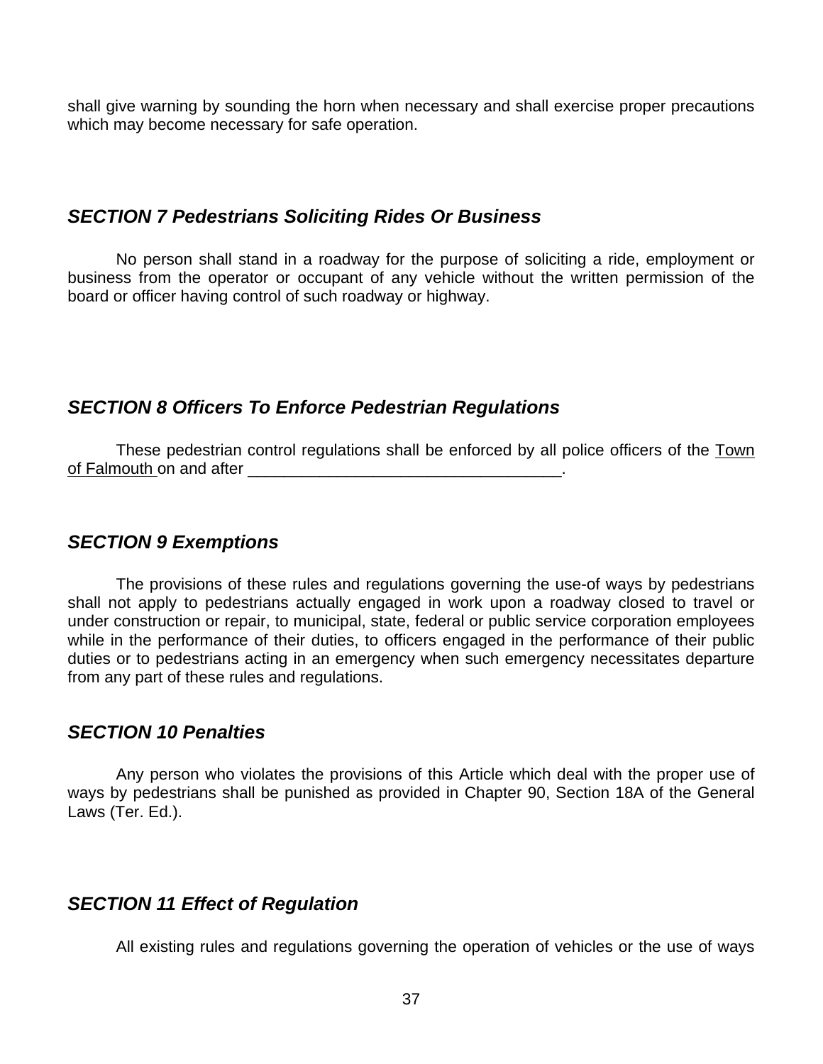shall give warning by sounding the horn when necessary and shall exercise proper precautions which may become necessary for safe operation.

### *SECTION 7 Pedestrians Soliciting Rides Or Business*

No person shall stand in a roadway for the purpose of soliciting a ride, employment or business from the operator or occupant of any vehicle without the written permission of the board or officer having control of such roadway or highway.

### *SECTION 8 Officers To Enforce Pedestrian Regulations*

These pedestrian control regulations shall be enforced by all police officers of the Town of Falmouth on and after ____________________________________.

### *SECTION 9 Exemptions*

The provisions of these rules and regulations governing the use-of ways by pedestrians shall not apply to pedestrians actually engaged in work upon a roadway closed to travel or under construction or repair, to municipal, state, federal or public service corporation employees while in the performance of their duties, to officers engaged in the performance of their public duties or to pedestrians acting in an emergency when such emergency necessitates departure from any part of these rules and regulations.

### *SECTION 10 Penalties*

Any person who violates the provisions of this Article which deal with the proper use of ways by pedestrians shall be punished as provided in Chapter 90, Section 18A of the General Laws (Ter. Ed.).

### *SECTION 11 Effect of Regulation*

All existing rules and regulations governing the operation of vehicles or the use of ways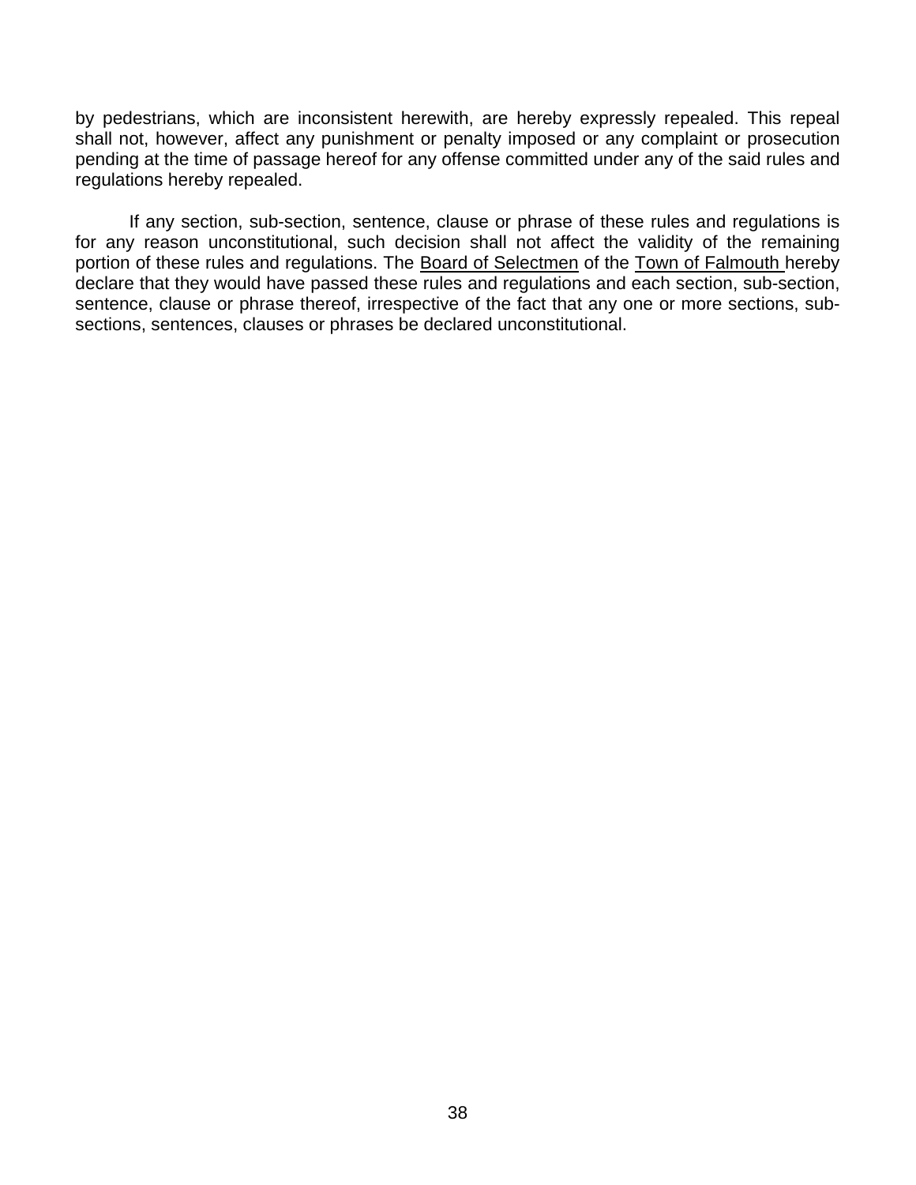by pedestrians, which are inconsistent herewith, are hereby expressly repealed. This repeal shall not, however, affect any punishment or penalty imposed or any complaint or prosecution pending at the time of passage hereof for any offense committed under any of the said rules and regulations hereby repealed.

If any section, sub-section, sentence, clause or phrase of these rules and regulations is for any reason unconstitutional, such decision shall not affect the validity of the remaining portion of these rules and regulations. The <u>Board of Selectmen</u> of the <u>Town of Falmouth</u> hereby declare that they would have passed these rules and regulations and each section, sub-section, sentence, clause or phrase thereof, irrespective of the fact that any one or more sections, sub-sections, sentences, clauses or phrases be declared unconstitutional.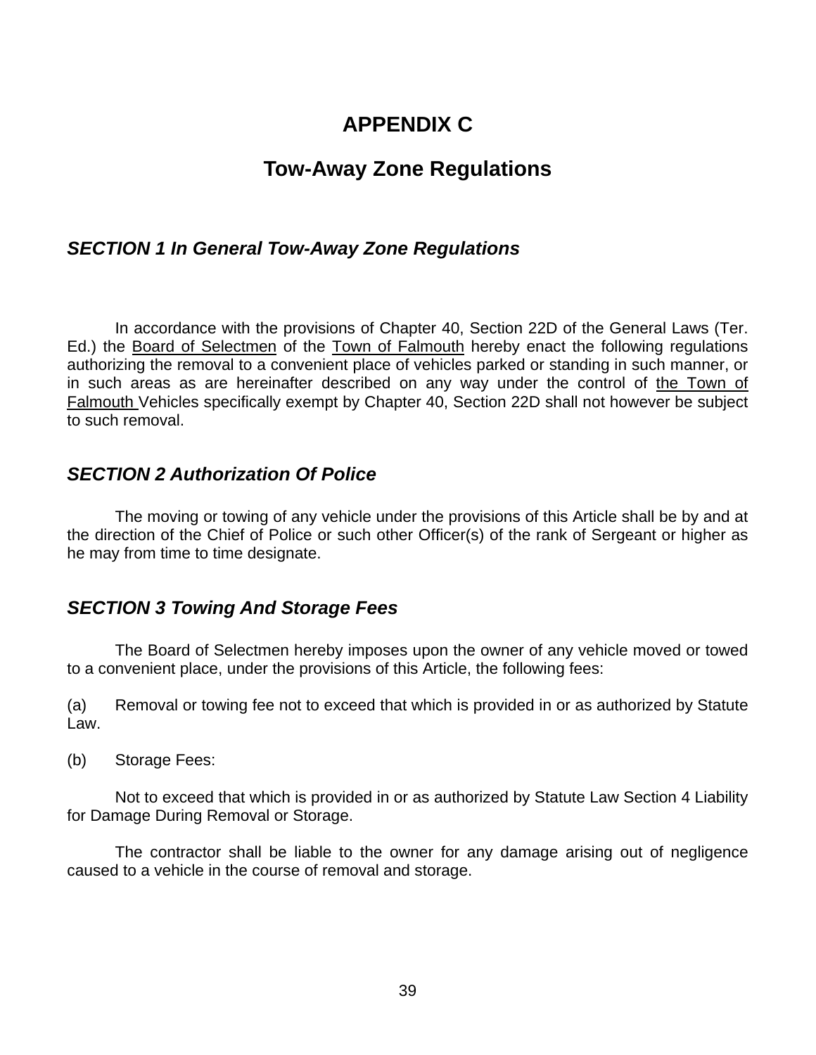# APPENDIX C

## Tow-Away Zone Regulations

### *SECTION 1 In General Tow-Away Zone Regulations*

In accordance with the provisions of Chapter 40, Section 22D of the General Laws (Ter. Ed.) the Board of Selectmen of the Town of Falmouth hereby enact the following regulations authorizing the removal to a convenient place of vehicles parked or standing in such manner, or in such areas as are hereinafter described on any way under the control of the Town of Falmouth Vehicles specifically exempt by Chapter 40, Section 22D shall not however be subject to such removal.

### *SECTION 2 Authorization Of Police*

The moving or towing of any vehicle under the provisions of this Article shall be by and at the direction of the Chief of Police or such other Officer(s) of the rank of Sergeant or higher as he may from time to time designate.

### *SECTION 3 Towing And Storage Fees*

The Board of Selectmen hereby imposes upon the owner of any vehicle moved or towed to a convenient place, under the provisions of this Article, the following fees:

(a) Removal or towing fee not to exceed that which is provided in or as authorized by Statute Law.

(b) Storage Fees:

Not to exceed that which is provided in or as authorized by Statute Law Section 4 Liability for Damage During Removal or Storage.

The contractor shall be liable to the owner for any damage arising out of negligence caused to a vehicle in the course of removal and storage.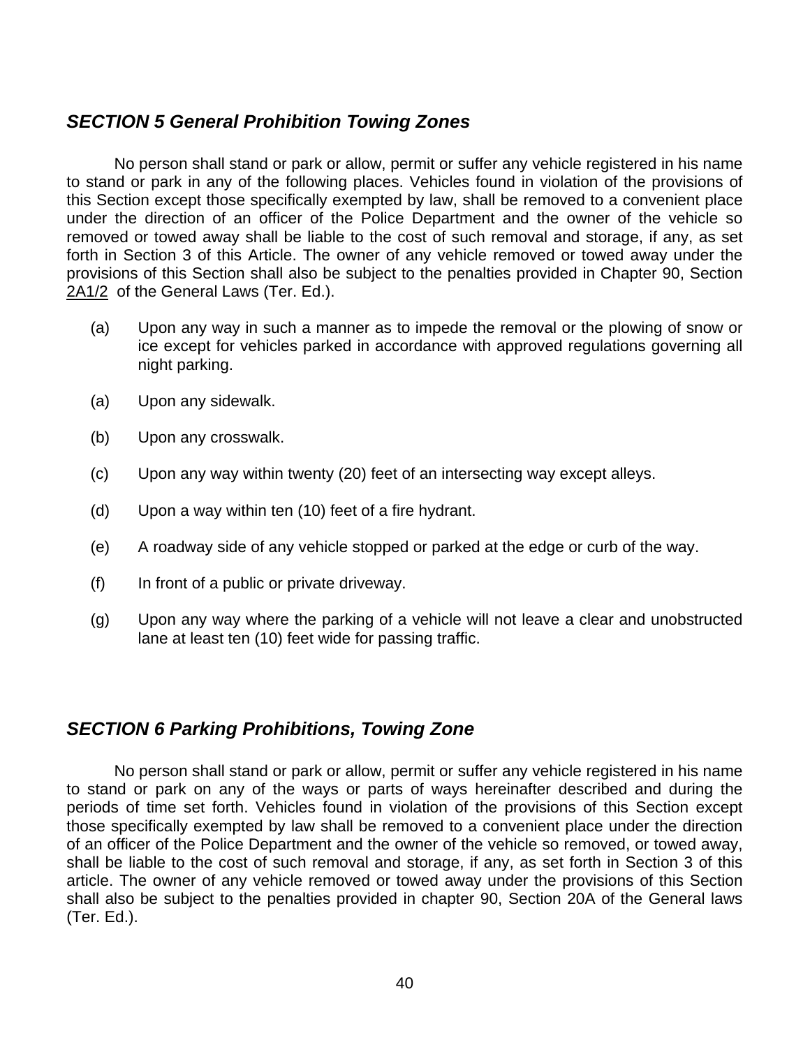## *SECTION 5 General Prohibition Towing Zones*

No person shall stand or park or allow, permit or suffer any vehicle registered in his name to stand or park in any of the following places. Vehicles found in violation of the provisions of this Section except those specifically exempted by law, shall be removed to a convenient place under the direction of an officer of the Police Department and the owner of the vehicle so removed or towed away shall be liable to the cost of such removal and storage, if any, as set forth in Section 3 of this Article. The owner of any vehicle removed or towed away under the provisions of this Section shall also be subject to the penalties provided in Chapter 90, Section 2A1/2 of the General Laws (Ter. Ed.).

(a) Upon any way in such a manner as to impede the removal or the plowing of snow or ice except for vehicles parked in accordance with approved regulations governing all night parking.

(a) Upon any sidewalk.

(b) Upon any crosswalk.

(c) Upon any way within twenty (20) feet of an intersecting way except alleys.

(d) Upon a way within ten (10) feet of a fire hydrant.

(e) A roadway side of any vehicle stopped or parked at the edge or curb of the way.

(f) In front of a public or private driveway.

(g) Upon any way where the parking of a vehicle will not leave a clear and unobstructed lane at least ten (10) feet wide for passing traffic.

## *SECTION 6 Parking Prohibitions, Towing Zone*

No person shall stand or park or allow, permit or suffer any vehicle registered in his name to stand or park on any of the ways or parts of ways hereinafter described and during the periods of time set forth. Vehicles found in violation of the provisions of this Section except those specifically exempted by law shall be removed to a convenient place under the direction of an officer of the Police Department and the owner of the vehicle so removed, or towed away, shall be liable to the cost of such removal and storage, if any, as set forth in Section 3 of this article. The owner of any vehicle removed or towed away under the provisions of this Section shall also be subject to the penalties provided in chapter 90, Section 20A of the General laws (Ter. Ed.).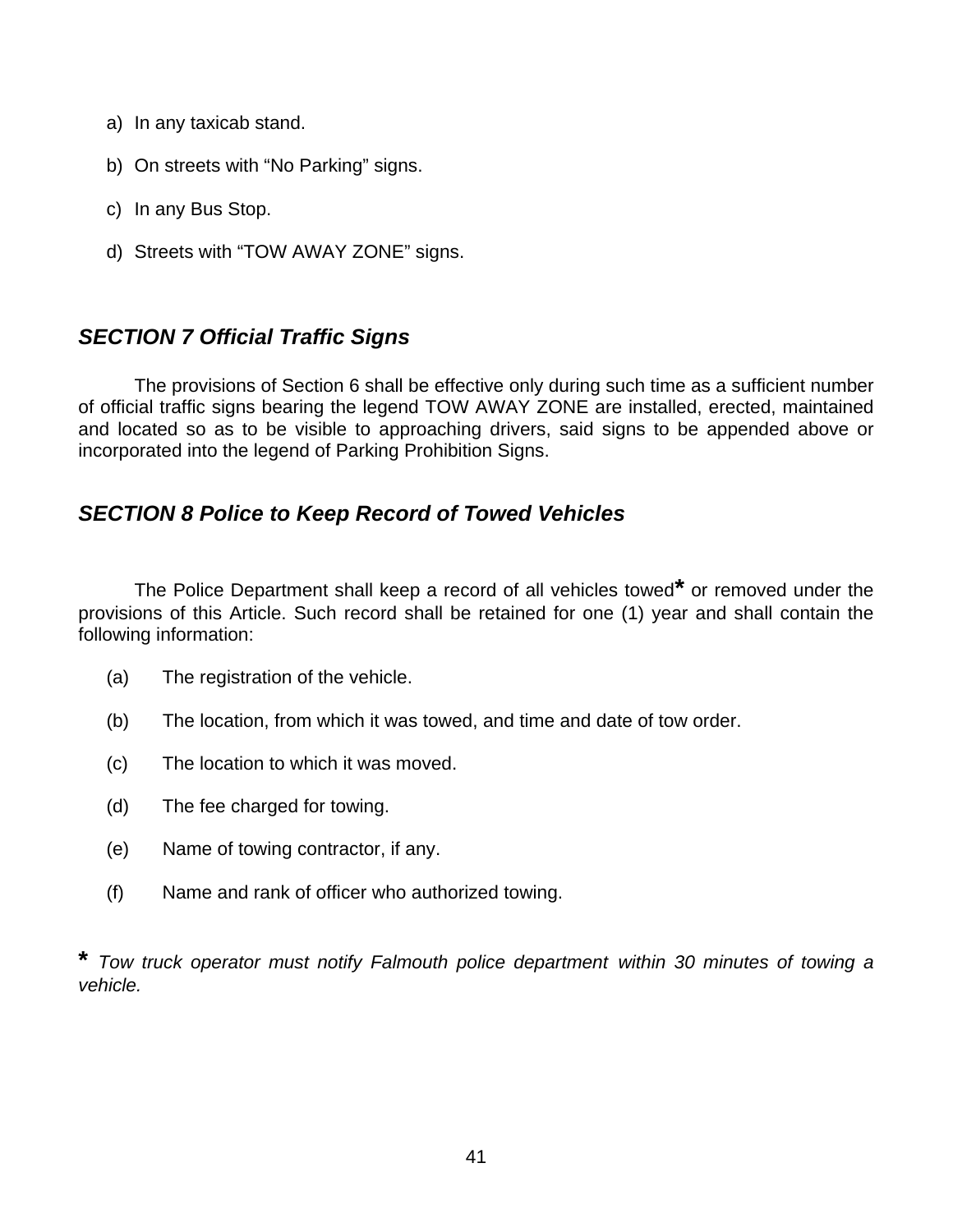a) In any taxicab stand.

b) On streets with “No Parking” signs.

c) In any Bus Stop.

d) Streets with “TOW AWAY ZONE” signs.

## *SECTION 7 Official Traffic Signs*

The provisions of Section 6 shall be effective only during such time as a sufficient number of official traffic signs bearing the legend TOW AWAY ZONE are installed, erected, maintained and located so as to be visible to approaching drivers, said signs to be appended above or incorporated into the legend of Parking Prohibition Signs.

## *SECTION 8 Police to Keep Record of Towed Vehicles*

The Police Department shall keep a record of all vehicles towed* or removed under the provisions of this Article. Such record shall be retained for one (1) year and shall contain the following information:

(a) The registration of the vehicle.

(b) The location, from which it was towed, and time and date of tow order.

(c) The location to which it was moved.

(d) The fee charged for towing.

(e) Name of towing contractor, if any.

(f) Name and rank of officer who authorized towing.

\* *Tow truck operator must notify Falmouth police department within 30 minutes of towing a vehicle.*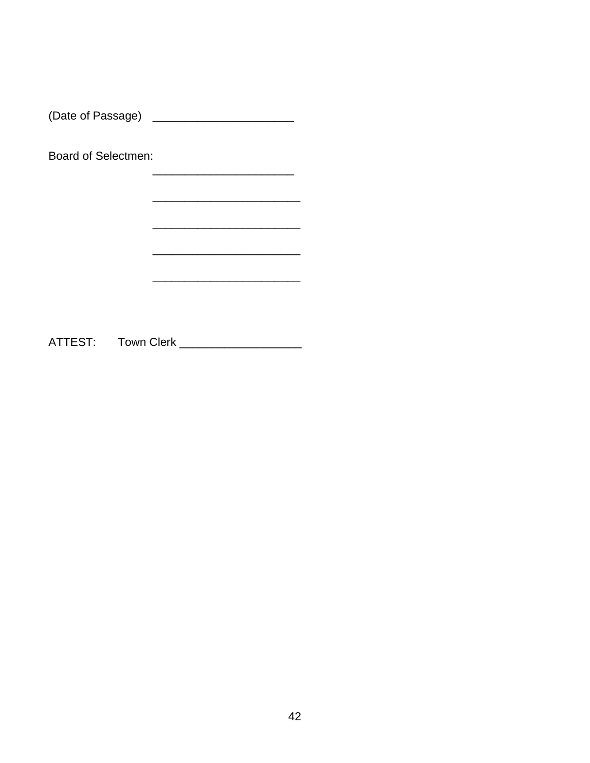(Date of Passage) ______________________

Board of Selectmen:

______________________

_______________________

_______________________

_______________________

_______________________

ATTEST: Town Clerk ___________________